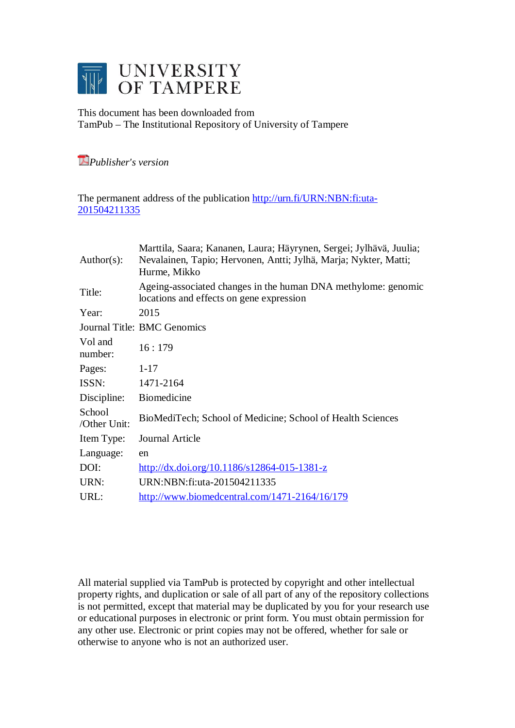# UNIVERSITY OF TAMPERE

This document has been downloaded from
TamPub – The Institutional Repository of University of Tampere

*Publisher's version*

The permanent address of the publication http://urn.fi/URN:NBN:fi:uta-201504211335

| | |
|---|---|
| Author(s): | Marttila, Saara; Kananen, Laura; Häyrynen, Sergei; Jylhävä, Juulia; Nevalainen, Tapio; Hervonen, Antti; Jylhä, Marja; Nykter, Matti; Hurme, Mikko |
| Title: | Ageing-associated changes in the human DNA methylome: genomic locations and effects on gene expression |
| Year: | 2015 |
| Journal Title: | BMC Genomics |
| Vol and number: | 16 : 179 |
| Pages: | 1-17 |
| ISSN: | 1471-2164 |
| Discipline: | Biomedicine |
| School /Other Unit: | BioMediTech; School of Medicine; School of Health Sciences |
| Item Type: | Journal Article |
| Language: | en |
| DOI: | http://dx.doi.org/10.1186/s12864-015-1381-z |
| URN: | URN:NBN:fi:uta-201504211335 |
| URL: | http://www.biomedcentral.com/1471-2164/16/179 |

All material supplied via TamPub is protected by copyright and other intellectual property rights, and duplication or sale of all part of any of the repository collections is not permitted, except that material may be duplicated by you for your research use or educational purposes in electronic or print form. You must obtain permission for any other use. Electronic or print copies may not be offered, whether for sale or otherwise to anyone who is not an authorized user.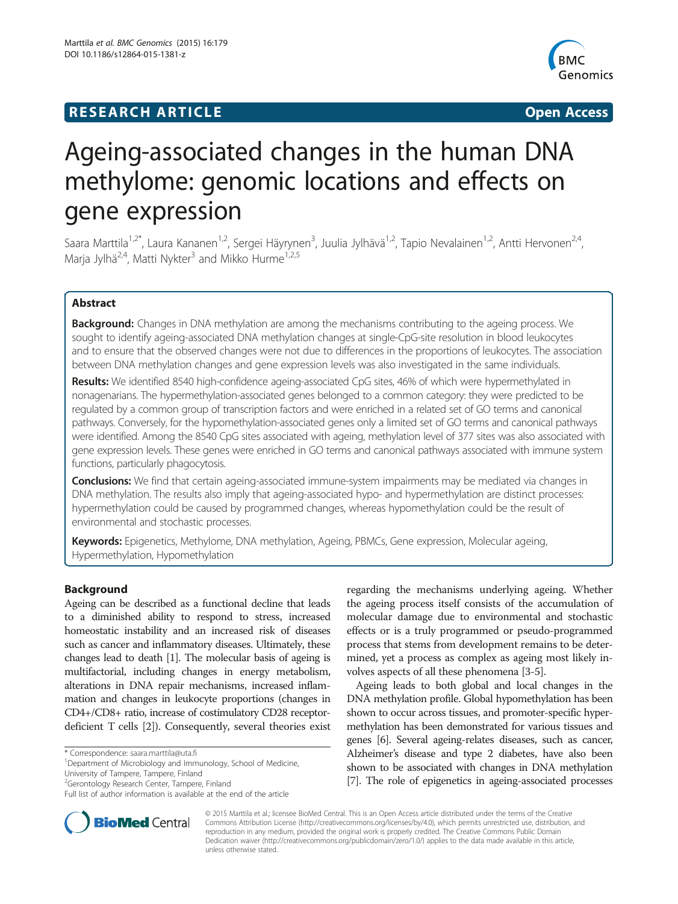# Ageing-associated changes in the human DNA methylome: genomic locations and effects on gene expression

Saara Marttila[1,2*], Laura Kananen[1,2], Sergei Häyrynen[3], Juulia Jylhävä[1,2], Tapio Nevalainen[1,2], Antti Hervonen[2,4], Marja Jylhä[2,4], Matti Nykter[3] and Mikko Hurme[1,2,5]

## Abstract

**Background:** Changes in DNA methylation are among the mechanisms contributing to the ageing process. We sought to identify ageing-associated DNA methylation changes at single-CpG-site resolution in blood leukocytes and to ensure that the observed changes were not due to differences in the proportions of leukocytes. The association between DNA methylation changes and gene expression levels was also investigated in the same individuals.

**Results:** We identified 8540 high-confidence ageing-associated CpG sites, 46% of which were hypermethylated in nonagenarians. The hypermethylation-associated genes belonged to a common category: they were predicted to be regulated by a common group of transcription factors and were enriched in a related set of GO terms and canonical pathways. Conversely, for the hypomethylation-associated genes only a limited set of GO terms and canonical pathways were identified. Among the 8540 CpG sites associated with ageing, methylation level of 377 sites was also associated with gene expression levels. These genes were enriched in GO terms and canonical pathways associated with immune system functions, particularly phagocytosis.

**Conclusions:** We find that certain ageing-associated immune-system impairments may be mediated via changes in DNA methylation. The results also imply that ageing-associated hypo- and hypermethylation are distinct processes: hypermethylation could be caused by programmed changes, whereas hypomethylation could be the result of environmental and stochastic processes.

**Keywords:** Epigenetics, Methylome, DNA methylation, Ageing, PBMCs, Gene expression, Molecular ageing, Hypermethylation, Hypomethylation

## Background

Ageing can be described as a functional decline that leads to a diminished ability to respond to stress, increased homeostatic instability and an increased risk of diseases such as cancer and inflammatory diseases. Ultimately, these changes lead to death [1]. The molecular basis of ageing is multifactorial, including changes in energy metabolism, alterations in DNA repair mechanisms, increased inflammation and changes in leukocyte proportions (changes in CD4+/CD8+ ratio, increase of costimulatory CD28 receptor-deficient T cells [2]). Consequently, several theories exist regarding the mechanisms underlying ageing. Whether the ageing process itself consists of the accumulation of molecular damage due to environmental and stochastic effects or is a truly programmed or pseudo-programmed process that stems from development remains to be determined, yet a process as complex as ageing most likely involves aspects of all these phenomena [3-5].

Ageing leads to both global and local changes in the DNA methylation profile. Global hypomethylation has been shown to occur across tissues, and promoter-specific hypermethylation has been demonstrated for various tissues and genes [6]. Several ageing-relates diseases, such as cancer, Alzheimer's disease and type 2 diabetes, have also been shown to be associated with changes in DNA methylation [7]. The role of epigenetics in ageing-associated processes

\* Correspondence: saara.marttila@uta.fi
[1]Department of Microbiology and Immunology, School of Medicine, University of Tampere, Tampere, Finland
[2]Gerontology Research Center, Tampere, Finland
Full list of author information is available at the end of the article

© 2015 Marttila et al.; licensee BioMed Central. This is an Open Access article distributed under the terms of the Creative Commons Attribution License (http://creativecommons.org/licenses/by/4.0), which permits unrestricted use, distribution, and reproduction in any medium, provided the original work is properly credited. The Creative Commons Public Domain Dedication waiver (http://creativecommons.org/publicdomain/zero/1.0/) applies to the data made available in this article, unless otherwise stated.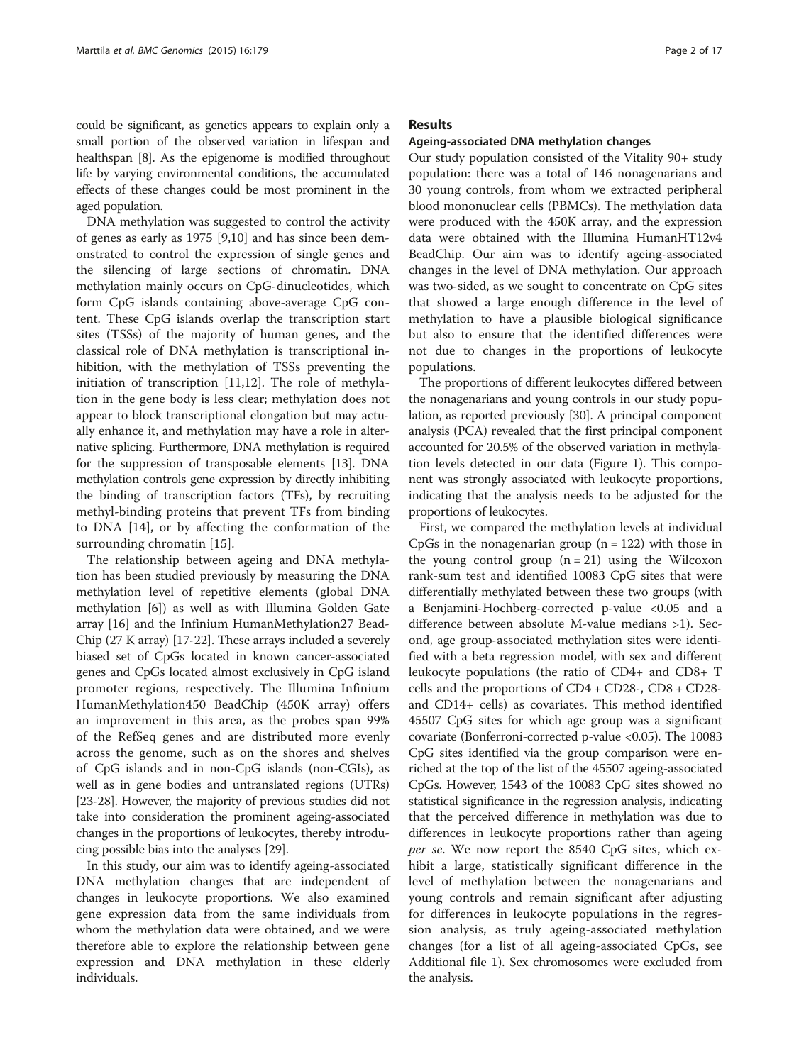could be significant, as genetics appears to explain only a small portion of the observed variation in lifespan and healthspan [8]. As the epigenome is modified throughout life by varying environmental conditions, the accumulated effects of these changes could be most prominent in the aged population.

DNA methylation was suggested to control the activity of genes as early as 1975 [9,10] and has since been demonstrated to control the expression of single genes and the silencing of large sections of chromatin. DNA methylation mainly occurs on CpG-dinucleotides, which form CpG islands containing above-average CpG content. These CpG islands overlap the transcription start sites (TSSs) of the majority of human genes, and the classical role of DNA methylation is transcriptional inhibition, with the methylation of TSSs preventing the initiation of transcription [11,12]. The role of methylation in the gene body is less clear; methylation does not appear to block transcriptional elongation but may actually enhance it, and methylation may have a role in alternative splicing. Furthermore, DNA methylation is required for the suppression of transposable elements [13]. DNA methylation controls gene expression by directly inhibiting the binding of transcription factors (TFs), by recruiting methyl-binding proteins that prevent TFs from binding to DNA [14], or by affecting the conformation of the surrounding chromatin [15].

The relationship between ageing and DNA methylation has been studied previously by measuring the DNA methylation level of repetitive elements (global DNA methylation [6]) as well as with Illumina Golden Gate array [16] and the Infinium HumanMethylation27 BeadChip (27 K array) [17-22]. These arrays included a severely biased set of CpGs located in known cancer-associated genes and CpGs located almost exclusively in CpG island promoter regions, respectively. The Illumina Infinium HumanMethylation450 BeadChip (450K array) offers an improvement in this area, as the probes span 99% of the RefSeq genes and are distributed more evenly across the genome, such as on the shores and shelves of CpG islands and in non-CpG islands (non-CGIs), as well as in gene bodies and untranslated regions (UTRs) [23-28]. However, the majority of previous studies did not take into consideration the prominent ageing-associated changes in the proportions of leukocytes, thereby introducing possible bias into the analyses [29].

In this study, our aim was to identify ageing-associated DNA methylation changes that are independent of changes in leukocyte proportions. We also examined gene expression data from the same individuals from whom the methylation data were obtained, and we were therefore able to explore the relationship between gene expression and DNA methylation in these elderly individuals.

## Results

### Ageing-associated DNA methylation changes

Our study population consisted of the Vitality 90+ study population: there was a total of 146 nonagenarians and 30 young controls, from whom we extracted peripheral blood mononuclear cells (PBMCs). The methylation data were produced with the 450K array, and the expression data were obtained with the Illumina HumanHT12v4 BeadChip. Our aim was to identify ageing-associated changes in the level of DNA methylation. Our approach was two-sided, as we sought to concentrate on CpG sites that showed a large enough difference in the level of methylation to have a plausible biological significance but also to ensure that the identified differences were not due to changes in the proportions of leukocyte populations.

The proportions of different leukocytes differed between the nonagenarians and young controls in our study population, as reported previously [30]. A principal component analysis (PCA) revealed that the first principal component accounted for 20.5% of the observed variation in methylation levels detected in our data (Figure 1). This component was strongly associated with leukocyte proportions, indicating that the analysis needs to be adjusted for the proportions of leukocytes.

First, we compared the methylation levels at individual CpGs in the nonagenarian group ($n = 122$) with those in the young control group ($n = 21$) using the Wilcoxon rank-sum test and identified 10083 CpG sites that were differentially methylated between these two groups (with a Benjamini-Hochberg-corrected p-value <0.05 and a difference between absolute M-value medians >1). Second, age group-associated methylation sites were identified with a beta regression model, with sex and different leukocyte populations (the ratio of CD4+ and CD8+ T cells and the proportions of CD4 + CD28-, CD8 + CD28- and CD14+ cells) as covariates. This method identified 45507 CpG sites for which age group was a significant covariate (Bonferroni-corrected p-value <0.05). The 10083 CpG sites identified via the group comparison were enriched at the top of the list of the 45507 ageing-associated CpGs. However, 1543 of the 10083 CpG sites showed no statistical significance in the regression analysis, indicating that the perceived difference in methylation was due to differences in leukocyte proportions rather than ageing *per se*. We now report the 8540 CpG sites, which exhibit a large, statistically significant difference in the level of methylation between the nonagenarians and young controls and remain significant after adjusting for differences in leukocyte populations in the regression analysis, as truly ageing-associated methylation changes (for a list of all ageing-associated CpGs, see Additional file 1). Sex chromosomes were excluded from the analysis.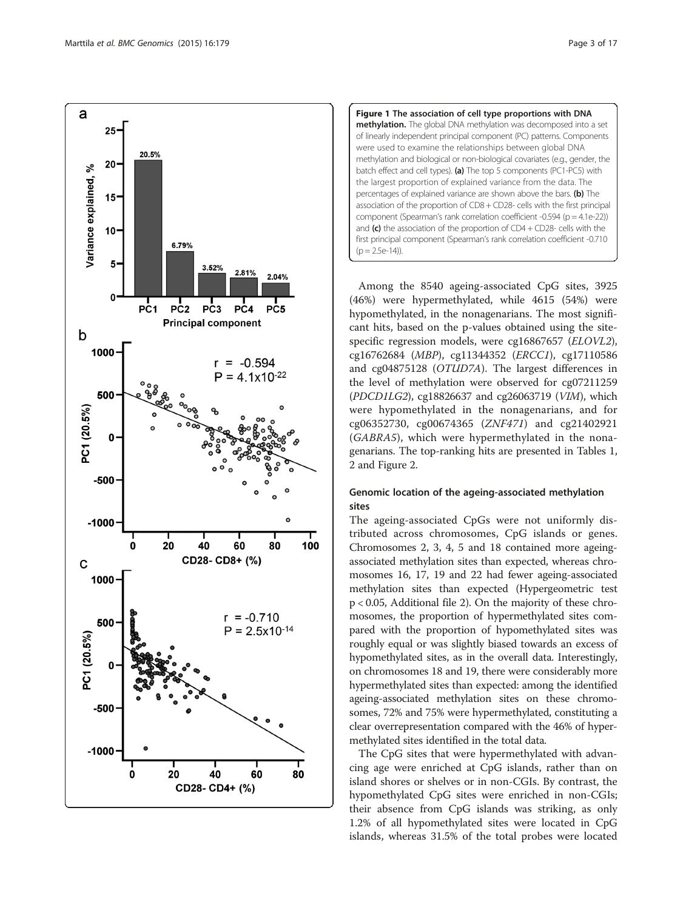**Figure 1 The association of cell type proportions with DNA methylation.** The global DNA methylation was decomposed into a set of linearly independent principal component (PC) patterns. Components were used to examine the relationships between global DNA methylation and biological or non-biological covariates (e.g., gender, the batch effect and cell types). **(a)** The top 5 components (PC1-PC5) with the largest proportion of explained variance from the data. The percentages of explained variance are shown above the bars. **(b)** The association of the proportion of CD8 + CD28- cells with the first principal component (Spearman's rank correlation coefficient -0.594 ($p = 4.1e\text{-}22$)) and **(c)** the association of the proportion of CD4 + CD28- cells with the first principal component (Spearman's rank correlation coefficient -0.710 ($p = 2.5e\text{-}14$)).

Among the 8540 ageing-associated CpG sites, 3925 (46%) were hypermethylated, while 4615 (54%) were hypomethylated, in the nonagenarians. The most significant hits, based on the p-values obtained using the site-specific regression models, were cg16867657 (*ELOVL2*), cg16762684 (*MBP*), cg11344352 (*ERCC1*), cg17110586 and cg04875128 (*OTUD7A*). The largest differences in the level of methylation were observed for cg07211259 (*PDCD1LG2*), cg18826637 and cg26063719 (*VIM*), which were hypomethylated in the nonagenarians, and for cg06352730, cg00674365 (*ZNF471*) and cg21402921 (*GABRA5*), which were hypermethylated in the nonagenarians. The top-ranking hits are presented in Tables 1, 2 and Figure 2.

### Genomic location of the ageing-associated methylation sites

The ageing-associated CpGs were not uniformly distributed across chromosomes, CpG islands or genes. Chromosomes 2, 3, 4, 5 and 18 contained more ageing-associated methylation sites than expected, whereas chromosomes 16, 17, 19 and 22 had fewer ageing-associated methylation sites than expected (Hypergeometric test $p < 0.05$, Additional file 2). On the majority of these chromosomes, the proportion of hypermethylated sites compared with the proportion of hypomethylated sites was roughly equal or was slightly biased towards an excess of hypomethylated sites, as in the overall data. Interestingly, on chromosomes 18 and 19, there were considerably more hypermethylated sites than expected: among the identified ageing-associated methylation sites on these chromosomes, 72% and 75% were hypermethylated, constituting a clear overrepresentation compared with the 46% of hypermethylated sites identified in the total data.

The CpG sites that were hypermethylated with advancing age were enriched at CpG islands, rather than on island shores or shelves or in non-CGIs. By contrast, the hypomethylated CpG sites were enriched in non-CGIs; their absence from CpG islands was striking, as only 1.2% of all hypomethylated sites were located in CpG islands, whereas 31.5% of the total probes were located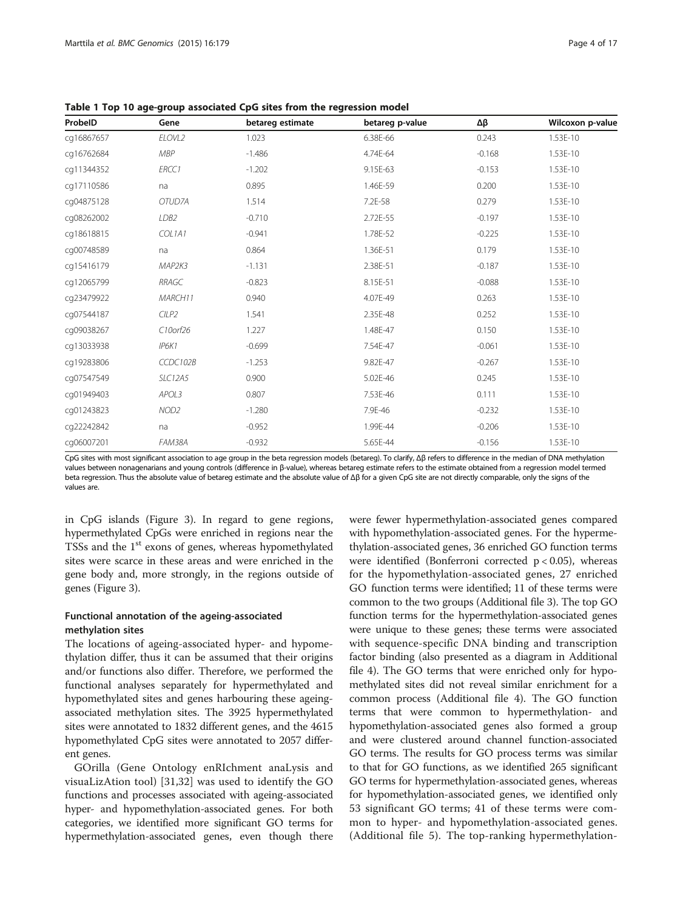**Table 1 Top 10 age-group associated CpG sites from the regression model**

| ProbeID | Gene | betareg estimate | betareg p-value | Δβ | Wilcoxon p-value |
|---|---|---|---|---|---|
| cg16867657 | *ELOVL2* | 1.023 | 6.38E-66 | 0.243 | 1.53E-10 |
| cg16762684 | *MBP* | -1.486 | 4.74E-64 | -0.168 | 1.53E-10 |
| cg11344352 | *ERCC1* | -1.202 | 9.15E-63 | -0.153 | 1.53E-10 |
| cg17110586 | na | 0.895 | 1.46E-59 | 0.200 | 1.53E-10 |
| cg04875128 | *OTUD7A* | 1.514 | 7.2E-58 | 0.279 | 1.53E-10 |
| cg08262002 | *LDB2* | -0.710 | 2.72E-55 | -0.197 | 1.53E-10 |
| cg18618815 | *COL1A1* | -0.941 | 1.78E-52 | -0.225 | 1.53E-10 |
| cg00748589 | na | 0.864 | 1.36E-51 | 0.179 | 1.53E-10 |
| cg15416179 | *MAP2K3* | -1.131 | 2.38E-51 | -0.187 | 1.53E-10 |
| cg12065799 | *RRAGC* | -0.823 | 8.15E-51 | -0.088 | 1.53E-10 |
| cg23479922 | *MARCH11* | 0.940 | 4.07E-49 | 0.263 | 1.53E-10 |
| cg07544187 | *CILP2* | 1.541 | 2.35E-48 | 0.252 | 1.53E-10 |
| cg09038267 | *C10orf26* | 1.227 | 1.48E-47 | 0.150 | 1.53E-10 |
| cg13033938 | *IP6K1* | -0.699 | 7.54E-47 | -0.061 | 1.53E-10 |
| cg19283806 | *CCDC102B* | -1.253 | 9.82E-47 | -0.267 | 1.53E-10 |
| cg07547549 | *SLC12A5* | 0.900 | 5.02E-46 | 0.245 | 1.53E-10 |
| cg01949403 | *APOL3* | 0.807 | 7.53E-46 | 0.111 | 1.53E-10 |
| cg01243823 | *NOD2* | -1.280 | 7.9E-46 | -0.232 | 1.53E-10 |
| cg22242842 | na | -0.952 | 1.99E-44 | -0.206 | 1.53E-10 |
| cg06007201 | *FAM38A* | -0.932 | 5.65E-44 | -0.156 | 1.53E-10 |

CpG sites with most significant association to age group in the beta regression models (betareg). To clarify, Δβ refers to difference in the median of DNA methylation values between nonagenarians and young controls (difference in β-value), whereas betareg estimate refers to the estimate obtained from a regression model termed beta regression. Thus the absolute value of betareg estimate and the absolute value of Δβ for a given CpG site are not directly comparable, only the signs of the values are.

in CpG islands (Figure 3). In regard to gene regions, hypermethylated CpGs were enriched in regions near the TSSs and the 1st exons of genes, whereas hypomethylated sites were scarce in these areas and were enriched in the gene body and, more strongly, in the regions outside of genes (Figure 3).

### Functional annotation of the ageing-associated methylation sites

The locations of ageing-associated hyper- and hypomethylation differ, thus it can be assumed that their origins and/or functions also differ. Therefore, we performed the functional analyses separately for hypermethylated and hypomethylated sites and genes harbouring these ageing-associated methylation sites. The 3925 hypermethylated sites were annotated to 1832 different genes, and the 4615 hypomethylated CpG sites were annotated to 2057 different genes.

GOrilla (Gene Ontology enRIchment anaLysis and visuaLizAtion tool) [31,32] was used to identify the GO functions and processes associated with ageing-associated hyper- and hypomethylation-associated genes. For both categories, we identified more significant GO terms for hypermethylation-associated genes, even though there were fewer hypermethylation-associated genes compared with hypomethylation-associated genes. For the hypermethylation-associated genes, 36 enriched GO function terms were identified (Bonferroni corrected $p < 0.05$), whereas for the hypomethylation-associated genes, 27 enriched GO function terms were identified; 11 of these terms were common to the two groups (Additional file 3). The top GO function terms for the hypermethylation-associated genes were unique to these genes; these terms were associated with sequence-specific DNA binding and transcription factor binding (also presented as a diagram in Additional file 4). The GO terms that were enriched only for hypomethylated sites did not reveal similar enrichment for a common process (Additional file 4). The GO function terms that were common to hypermethylation- and hypomethylation-associated genes also formed a group and were clustered around channel function-associated GO terms. The results for GO process terms was similar to that for GO functions, as we identified 265 significant GO terms for hypermethylation-associated genes, whereas for hypomethylation-associated genes, we identified only 53 significant GO terms; 41 of these terms were common to hyper- and hypomethylation-associated genes. (Additional file 5). The top-ranking hypermethylation-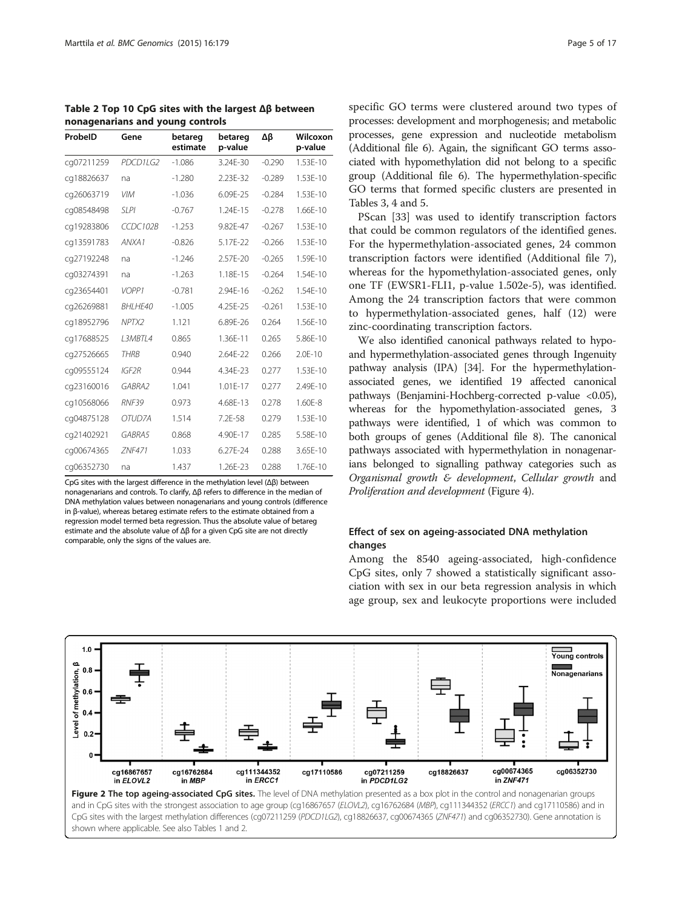**Table 2 Top 10 CpG sites with the largest Δβ between nonagenarians and young controls**

| ProbeID | Gene | betareg estimate | betareg p-value | Δβ | Wilcoxon p-value |
|---|---|---|---|---|---|
| cg07211259 | *PDCD1LG2* | -1.086 | 3.24E-30 | -0.290 | 1.53E-10 |
| cg18826637 | na | -1.280 | 2.23E-32 | -0.289 | 1.53E-10 |
| cg26063719 | *VIM* | -1.036 | 6.09E-25 | -0.284 | 1.53E-10 |
| cg08548498 | *SLPI* | -0.767 | 1.24E-15 | -0.278 | 1.66E-10 |
| cg19283806 | *CCDC102B* | -1.253 | 9.82E-47 | -0.267 | 1.53E-10 |
| cg13591783 | *ANXA1* | -0.826 | 5.17E-22 | -0.266 | 1.53E-10 |
| cg27192248 | na | -1.246 | 2.57E-20 | -0.265 | 1.59E-10 |
| cg03274391 | na | -1.263 | 1.18E-15 | -0.264 | 1.54E-10 |
| cg23654401 | *VOPP1* | -0.781 | 2.94E-16 | -0.262 | 1.54E-10 |
| cg26269881 | *BHLHE40* | -1.005 | 4.25E-25 | -0.261 | 1.53E-10 |
| cg18952796 | *NPTX2* | 1.121 | 6.89E-26 | 0.264 | 1.56E-10 |
| cg17688525 | *L3MBTL4* | 0.865 | 1.36E-11 | 0.265 | 5.86E-10 |
| cg27526665 | *THRB* | 0.940 | 2.64E-22 | 0.266 | 2.0E-10 |
| cg09555124 | *IGF2R* | 0.944 | 4.34E-23 | 0.277 | 1.53E-10 |
| cg23160016 | *GABRA2* | 1.041 | 1.01E-17 | 0.277 | 2.49E-10 |
| cg10568066 | *RNF39* | 0.973 | 4.68E-13 | 0.278 | 1.60E-8 |
| cg04875128 | *OTUD7A* | 1.514 | 7.2E-58 | 0.279 | 1.53E-10 |
| cg21402921 | *GABRA5* | 0.868 | 4.90E-17 | 0.285 | 5.58E-10 |
| cg00674365 | *ZNF471* | 1.033 | 6.27E-24 | 0.288 | 3.65E-10 |
| cg06352730 | na | 1.437 | 1.26E-23 | 0.288 | 1.76E-10 |

CpG sites with the largest difference in the methylation level (Δβ) between nonagenarians and controls. To clarify, Δβ refers to difference in the median of DNA methylation values between nonagenarians and young controls (difference in β-value), whereas betareg estimate refers to the estimate obtained from a regression model termed beta regression. Thus the absolute value of betareg estimate and the absolute value of Δβ for a given CpG site are not directly comparable, only the signs of the values are.

specific GO terms were clustered around two types of processes: development and morphogenesis; and metabolic processes, gene expression and nucleotide metabolism (Additional file 6). Again, the significant GO terms associated with hypomethylation did not belong to a specific group (Additional file 6). The hypermethylation-specific GO terms that formed specific clusters are presented in Tables 3, 4 and 5.

PScan [33] was used to identify transcription factors that could be common regulators of the identified genes. For the hypermethylation-associated genes, 24 common transcription factors were identified (Additional file 7), whereas for the hypomethylation-associated genes, only one TF (EWSR1-FLI1, p-value 1.502e-5), was identified. Among the 24 transcription factors that were common to hypermethylation-associated genes, half (12) were zinc-coordinating transcription factors.

We also identified canonical pathways related to hypo- and hypermethylation-associated genes through Ingenuity pathway analysis (IPA) [34]. For the hypermethylation-associated genes, we identified 19 affected canonical pathways (Benjamini-Hochberg-corrected p-value <0.05), whereas for the hypomethylation-associated genes, 3 pathways were identified, 1 of which was common to both groups of genes (Additional file 8). The canonical pathways associated with hypermethylation in nonagenarians belonged to signalling pathway categories such as *Organismal growth & development*, *Cellular growth* and *Proliferation and development* (Figure 4).

### Effect of sex on ageing-associated DNA methylation changes

Among the 8540 ageing-associated, high-confidence CpG sites, only 7 showed a statistically significant association with sex in our beta regression analysis in which age group, sex and leukocyte proportions were included

**Figure 2 The top ageing-associated CpG sites.** The level of DNA methylation presented as a box plot in the control and nonagenarian groups and in CpG sites with the strongest association to age group (cg16867657 (*ELOVL2*), cg16762684 (*MBP*), cg111344352 (*ERCC1*) and cg17110586) and in CpG sites with the largest methylation differences (cg07211259 (*PDCD1LG2*), cg18826637, cg00674365 (*ZNF471*) and cg06352730). Gene annotation is shown where applicable. See also Tables 1 and 2.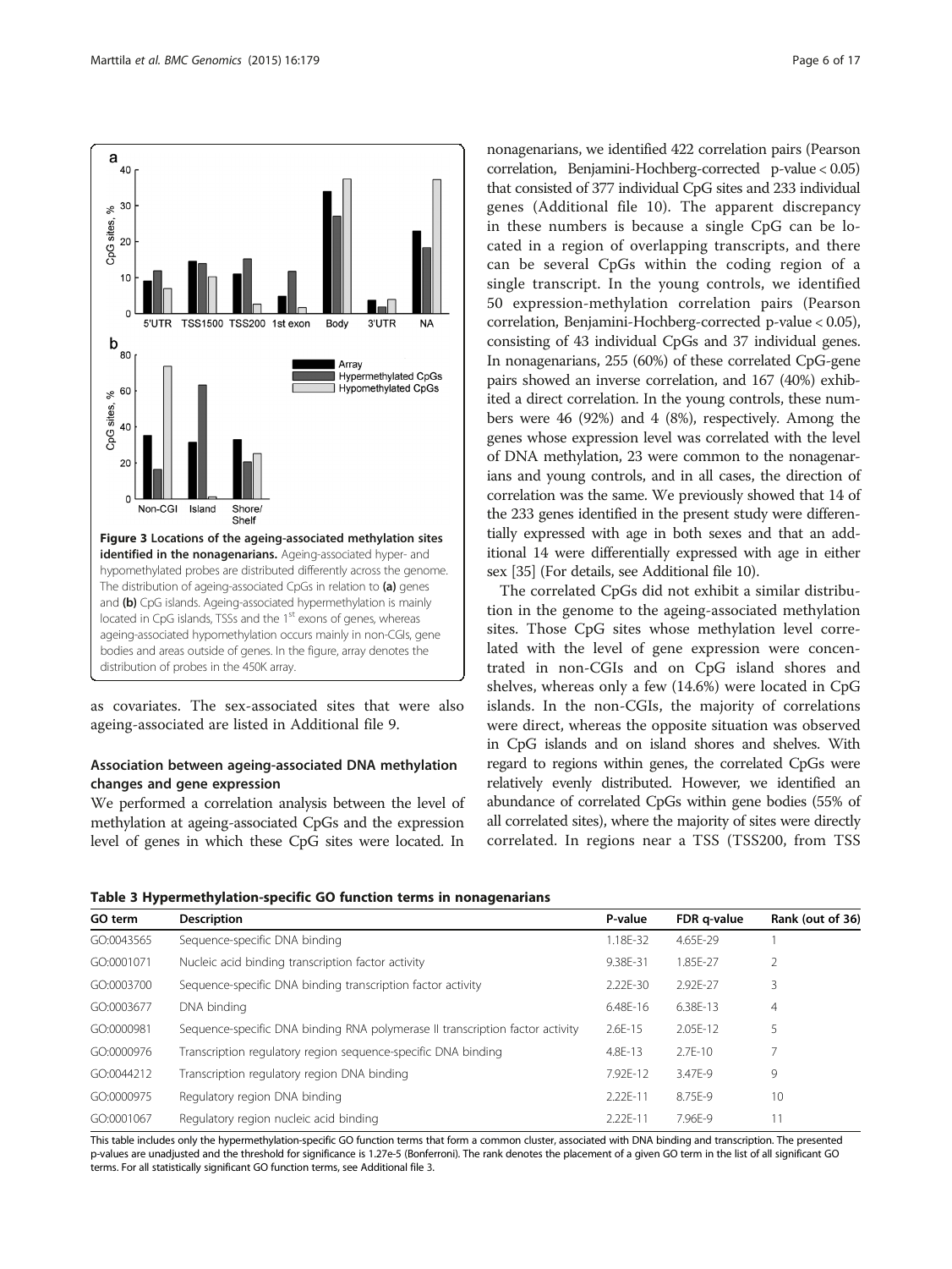Figure 3 Locations of the ageing-associated methylation sites identified in the nonagenarians. Ageing-associated hyper- and hypomethylated probes are distributed differently across the genome. The distribution of ageing-associated CpGs in relation to (a) genes and (b) CpG islands. Ageing-associated hypermethylation is mainly located in CpG islands, TSSs and the 1st exons of genes, whereas ageing-associated hypomethylation occurs mainly in non-CGIs, gene bodies and areas outside of genes. In the figure, array denotes the distribution of probes in the 450K array.

as covariates. The sex-associated sites that were also ageing-associated are listed in Additional file 9.

### Association between ageing-associated DNA methylation changes and gene expression

We performed a correlation analysis between the level of methylation at ageing-associated CpGs and the expression level of genes in which these CpG sites were located. In nonagenarians, we identified 422 correlation pairs (Pearson correlation, Benjamini-Hochberg-corrected p-value < 0.05) that consisted of 377 individual CpG sites and 233 individual genes (Additional file 10). The apparent discrepancy in these numbers is because a single CpG can be located in a region of overlapping transcripts, and there can be several CpGs within the coding region of a single transcript. In the young controls, we identified 50 expression-methylation correlation pairs (Pearson correlation, Benjamini-Hochberg-corrected p-value < 0.05), consisting of 43 individual CpGs and 37 individual genes. In nonagenarians, 255 (60%) of these correlated CpG-gene pairs showed an inverse correlation, and 167 (40%) exhibited a direct correlation. In the young controls, these numbers were 46 (92%) and 4 (8%), respectively. Among the genes whose expression level was correlated with the level of DNA methylation, 23 were common to the nonagenarians and young controls, and in all cases, the direction of correlation was the same. We previously showed that 14 of the 233 genes identified in the present study were differentially expressed with age in both sexes and that an additional 14 were differentially expressed with age in either sex [35] (For details, see Additional file 10).

The correlated CpGs did not exhibit a similar distribution in the genome to the ageing-associated methylation sites. Those CpG sites whose methylation level correlated with the level of gene expression were concentrated in non-CGIs and on CpG island shores and shelves, whereas only a few (14.6%) were located in CpG islands. In the non-CGIs, the majority of correlations were direct, whereas the opposite situation was observed in CpG islands and on island shores and shelves. With regard to regions within genes, the correlated CpGs were relatively evenly distributed. However, we identified an abundance of correlated CpGs within gene bodies (55% of all correlated sites), where the majority of sites were directly correlated. In regions near a TSS (TSS200, from TSS

**Table 3 Hypermethylation-specific GO function terms in nonagenarians**

| GO term | Description | P-value | FDR q-value | Rank (out of 36) |
|---|---|---|---|---|
| GO:0043565 | Sequence-specific DNA binding | 1.18E-32 | 4.65E-29 | 1 |
| GO:0001071 | Nucleic acid binding transcription factor activity | 9.38E-31 | 1.85E-27 | 2 |
| GO:0003700 | Sequence-specific DNA binding transcription factor activity | 2.22E-30 | 2.92E-27 | 3 |
| GO:0003677 | DNA binding | 6.48E-16 | 6.38E-13 | 4 |
| GO:0000981 | Sequence-specific DNA binding RNA polymerase II transcription factor activity | 2.6E-15 | 2.05E-12 | 5 |
| GO:0000976 | Transcription regulatory region sequence-specific DNA binding | 4.8E-13 | 2.7E-10 | 7 |
| GO:0044212 | Transcription regulatory region DNA binding | 7.92E-12 | 3.47E-9 | 9 |
| GO:0000975 | Regulatory region DNA binding | 2.22E-11 | 8.75E-9 | 10 |
| GO:0001067 | Regulatory region nucleic acid binding | 2.22E-11 | 7.96E-9 | 11 |

This table includes only the hypermethylation-specific GO function terms that form a common cluster, associated with DNA binding and transcription. The presented p-values are unadjusted and the threshold for significance is 1.27e-5 (Bonferroni). The rank denotes the placement of a given GO term in the list of all significant GO terms. For all statistically significant GO function terms, see Additional file 3.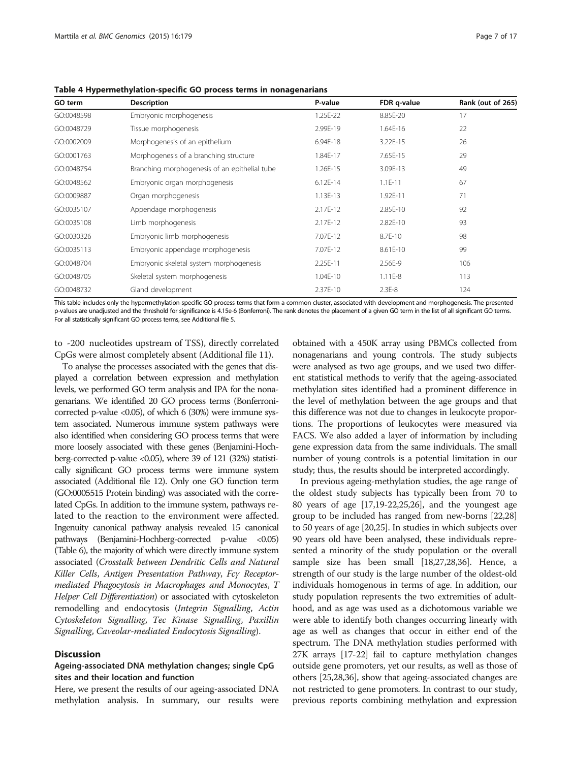**Table 4 Hypermethylation-specific GO process terms in nonagenarians**

| GO term | Description | P-value | FDR q-value | Rank (out of 265) |
|---|---|---|---|---|
| GO:0048598 | Embryonic morphogenesis | 1.25E-22 | 8.85E-20 | 17 |
| GO:0048729 | Tissue morphogenesis | 2.99E-19 | 1.64E-16 | 22 |
| GO:0002009 | Morphogenesis of an epithelium | 6.94E-18 | 3.22E-15 | 26 |
| GO:0001763 | Morphogenesis of a branching structure | 1.84E-17 | 7.65E-15 | 29 |
| GO:0048754 | Branching morphogenesis of an epithelial tube | 1.26E-15 | 3.09E-13 | 49 |
| GO:0048562 | Embryonic organ morphogenesis | 6.12E-14 | 1.1E-11 | 67 |
| GO:0009887 | Organ morphogenesis | 1.13E-13 | 1.92E-11 | 71 |
| GO:0035107 | Appendage morphogenesis | 2.17E-12 | 2.85E-10 | 92 |
| GO:0035108 | Limb morphogenesis | 2.17E-12 | 2.82E-10 | 93 |
| GO:0030326 | Embryonic limb morphogenesis | 7.07E-12 | 8.7E-10 | 98 |
| GO:0035113 | Embryonic appendage morphogenesis | 7.07E-12 | 8.61E-10 | 99 |
| GO:0048704 | Embryonic skeletal system morphogenesis | 2.25E-11 | 2.56E-9 | 106 |
| GO:0048705 | Skeletal system morphogenesis | 1.04E-10 | 1.11E-8 | 113 |
| GO:0048732 | Gland development | 2.37E-10 | 2.3E-8 | 124 |

This table includes only the hypermethylation-specific GO process terms that form a common cluster, associated with development and morphogenesis. The presented p-values are unadjusted and the threshold for significance is 4.15e-6 (Bonferroni). The rank denotes the placement of a given GO term in the list of all significant GO terms. For all statistically significant GO process terms, see Additional file 5.

to -200 nucleotides upstream of TSS), directly correlated CpGs were almost completely absent (Additional file 11).

To analyse the processes associated with the genes that displayed a correlation between expression and methylation levels, we performed GO term analysis and IPA for the nonagenarians. We identified 20 GO process terms (Bonferroni-corrected p-value <0.05), of which 6 (30%) were immune system associated. Numerous immune system pathways were also identified when considering GO process terms that were more loosely associated with these genes (Benjamini-Hochberg-corrected p-value <0.05), where 39 of 121 (32%) statistically significant GO process terms were immune system associated (Additional file 12). Only one GO function term (GO:0005515 Protein binding) was associated with the correlated CpGs. In addition to the immune system, pathways related to the reaction to the environment were affected. Ingenuity canonical pathway analysis revealed 15 canonical pathways (Benjamini-Hochberg-corrected p-value <0.05) (Table 6), the majority of which were directly immune system associated (*Crosstalk between Dendritic Cells and Natural Killer Cells*, *Antigen Presentation Pathway*, *Fcγ Receptor-mediated Phagocytosis in Macrophages and Monocytes*, *T Helper Cell Differentiation*) or associated with cytoskeleton remodelling and endocytosis (*Integrin Signalling*, *Actin Cytoskeleton Signalling*, *Tec Kinase Signalling*, *Paxillin Signalling*, *Caveolar-mediated Endocytosis Signalling*).

## Discussion

### Ageing-associated DNA methylation changes; single CpG sites and their location and function

Here, we present the results of our ageing-associated DNA methylation analysis. In summary, our results were obtained with a 450K array using PBMCs collected from nonagenarians and young controls. The study subjects were analysed as two age groups, and we used two different statistical methods to verify that the ageing-associated methylation sites identified had a prominent difference in the level of methylation between the age groups and that this difference was not due to changes in leukocyte proportions. The proportions of leukocytes were measured via FACS. We also added a layer of information by including gene expression data from the same individuals. The small number of young controls is a potential limitation in our study; thus, the results should be interpreted accordingly.

In previous ageing-methylation studies, the age range of the oldest study subjects has typically been from 70 to 80 years of age [17,19-22,25,26], and the youngest age group to be included has ranged from new-borns [22,28] to 50 years of age [20,25]. In studies in which subjects over 90 years old have been analysed, these individuals represented a minority of the study population or the overall sample size has been small [18,27,28,36]. Hence, a strength of our study is the large number of the oldest-old individuals homogenous in terms of age. In addition, our study population represents the two extremities of adulthood, and as age was used as a dichotomous variable we were able to identify both changes occurring linearly with age as well as changes that occur in either end of the spectrum. The DNA methylation studies performed with 27K arrays [17-22] fail to capture methylation changes outside gene promoters, yet our results, as well as those of others [25,28,36], show that ageing-associated changes are not restricted to gene promoters. In contrast to our study, previous reports combining methylation and expression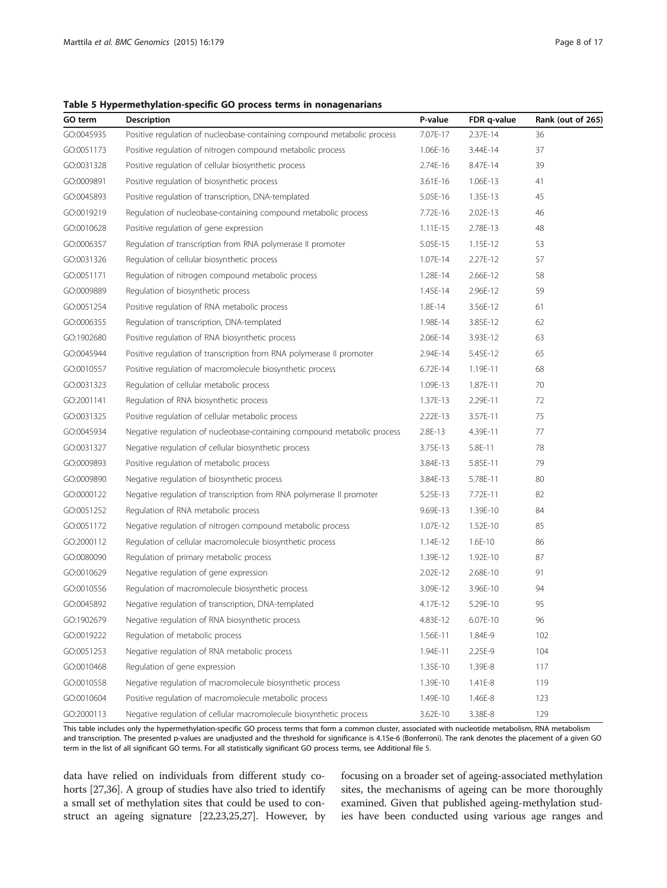**Table 5 Hypermethylation-specific GO process terms in nonagenarians**

| GO term | Description | P-value | FDR q-value | Rank (out of 265) |
|---|---|---|---|---|
| GO:0045935 | Positive regulation of nucleobase-containing compound metabolic process | 7.07E-17 | 2.37E-14 | 36 |
| GO:0051173 | Positive regulation of nitrogen compound metabolic process | 1.06E-16 | 3.44E-14 | 37 |
| GO:0031328 | Positive regulation of cellular biosynthetic process | 2.74E-16 | 8.47E-14 | 39 |
| GO:0009891 | Positive regulation of biosynthetic process | 3.61E-16 | 1.06E-13 | 41 |
| GO:0045893 | Positive regulation of transcription, DNA-templated | 5.05E-16 | 1.35E-13 | 45 |
| GO:0019219 | Regulation of nucleobase-containing compound metabolic process | 7.72E-16 | 2.02E-13 | 46 |
| GO:0010628 | Positive regulation of gene expression | 1.11E-15 | 2.78E-13 | 48 |
| GO:0006357 | Regulation of transcription from RNA polymerase II promoter | 5.05E-15 | 1.15E-12 | 53 |
| GO:0031326 | Regulation of cellular biosynthetic process | 1.07E-14 | 2.27E-12 | 57 |
| GO:0051171 | Regulation of nitrogen compound metabolic process | 1.28E-14 | 2.66E-12 | 58 |
| GO:0009889 | Regulation of biosynthetic process | 1.45E-14 | 2.96E-12 | 59 |
| GO:0051254 | Positive regulation of RNA metabolic process | 1.8E-14 | 3.56E-12 | 61 |
| GO:0006355 | Regulation of transcription, DNA-templated | 1.98E-14 | 3.85E-12 | 62 |
| GO:1902680 | Positive regulation of RNA biosynthetic process | 2.06E-14 | 3.93E-12 | 63 |
| GO:0045944 | Positive regulation of transcription from RNA polymerase II promoter | 2.94E-14 | 5.45E-12 | 65 |
| GO:0010557 | Positive regulation of macromolecule biosynthetic process | 6.72E-14 | 1.19E-11 | 68 |
| GO:0031323 | Regulation of cellular metabolic process | 1.09E-13 | 1.87E-11 | 70 |
| GO:2001141 | Regulation of RNA biosynthetic process | 1.37E-13 | 2.29E-11 | 72 |
| GO:0031325 | Positive regulation of cellular metabolic process | 2.22E-13 | 3.57E-11 | 75 |
| GO:0045934 | Negative regulation of nucleobase-containing compound metabolic process | 2.8E-13 | 4.39E-11 | 77 |
| GO:0031327 | Negative regulation of cellular biosynthetic process | 3.75E-13 | 5.8E-11 | 78 |
| GO:0009893 | Positive regulation of metabolic process | 3.84E-13 | 5.85E-11 | 79 |
| GO:0009890 | Negative regulation of biosynthetic process | 3.84E-13 | 5.78E-11 | 80 |
| GO:0000122 | Negative regulation of transcription from RNA polymerase II promoter | 5.25E-13 | 7.72E-11 | 82 |
| GO:0051252 | Regulation of RNA metabolic process | 9.69E-13 | 1.39E-10 | 84 |
| GO:0051172 | Negative regulation of nitrogen compound metabolic process | 1.07E-12 | 1.52E-10 | 85 |
| GO:2000112 | Regulation of cellular macromolecule biosynthetic process | 1.14E-12 | 1.6E-10 | 86 |
| GO:0080090 | Regulation of primary metabolic process | 1.39E-12 | 1.92E-10 | 87 |
| GO:0010629 | Negative regulation of gene expression | 2.02E-12 | 2.68E-10 | 91 |
| GO:0010556 | Regulation of macromolecule biosynthetic process | 3.09E-12 | 3.96E-10 | 94 |
| GO:0045892 | Negative regulation of transcription, DNA-templated | 4.17E-12 | 5.29E-10 | 95 |
| GO:1902679 | Negative regulation of RNA biosynthetic process | 4.83E-12 | 6.07E-10 | 96 |
| GO:0019222 | Regulation of metabolic process | 1.56E-11 | 1.84E-9 | 102 |
| GO:0051253 | Negative regulation of RNA metabolic process | 1.94E-11 | 2.25E-9 | 104 |
| GO:0010468 | Regulation of gene expression | 1.35E-10 | 1.39E-8 | 117 |
| GO:0010558 | Negative regulation of macromolecule biosynthetic process | 1.39E-10 | 1.41E-8 | 119 |
| GO:0010604 | Positive regulation of macromolecule metabolic process | 1.49E-10 | 1.46E-8 | 123 |
| GO:2000113 | Negative regulation of cellular macromolecule biosynthetic process | 3.62E-10 | 3.38E-8 | 129 |

This table includes only the hypermethylation-specific GO process terms that form a common cluster, associated with nucleotide metabolism, RNA metabolism and transcription. The presented p-values are unadjusted and the threshold for significance is 4.15e-6 (Bonferroni). The rank denotes the placement of a given GO term in the list of all significant GO terms. For all statistically significant GO process terms, see Additional file 5.

data have relied on individuals from different study cohorts [27,36]. A group of studies have also tried to identify a small set of methylation sites that could be used to construct an ageing signature [22,23,25,27]. However, by focusing on a broader set of ageing-associated methylation sites, the mechanisms of ageing can be more thoroughly examined. Given that published ageing-methylation studies have been conducted using various age ranges and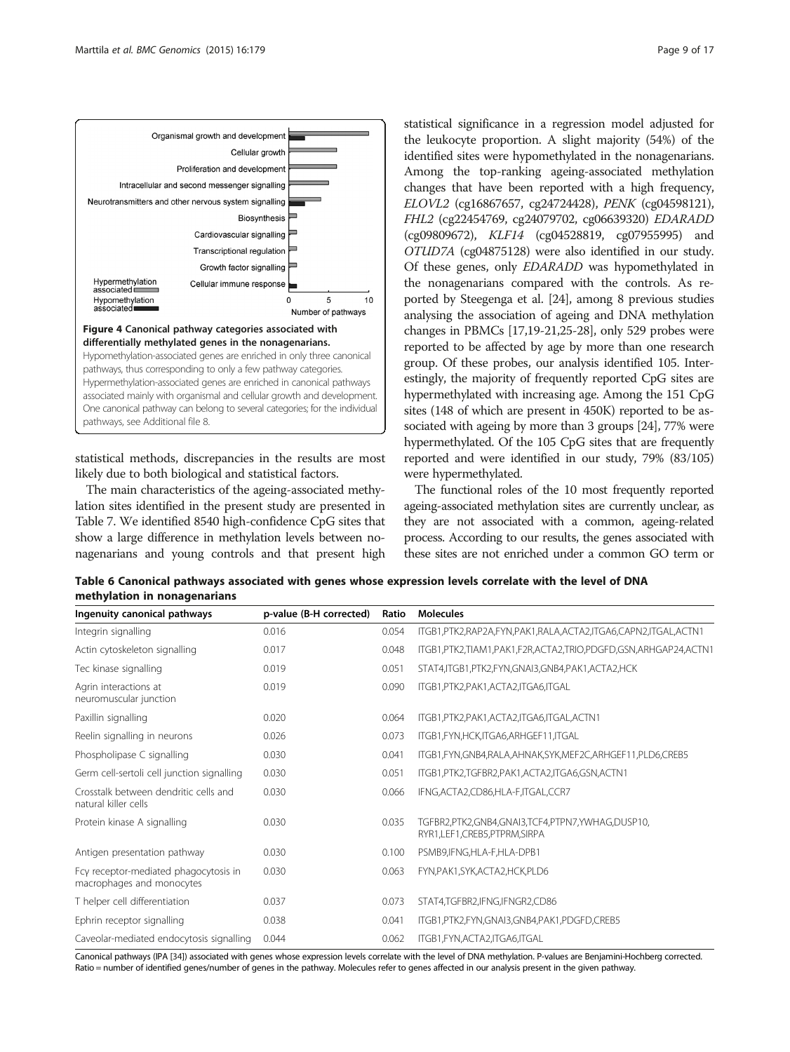**Figure 4 Canonical pathway categories associated with differentially methylated genes in the nonagenarians.** Hypomethylation-associated genes are enriched in only three canonical pathways, thus corresponding to only a few pathway categories. Hypermethylation-associated genes are enriched in canonical pathways associated mainly with organismal and cellular growth and development. One canonical pathway can belong to several categories; for the individual pathways, see Additional file 8.

statistical methods, discrepancies in the results are most likely due to both biological and statistical factors.

The main characteristics of the ageing-associated methylation sites identified in the present study are presented in Table 7. We identified 8540 high-confidence CpG sites that show a large difference in methylation levels between nonagenarians and young controls and that present high statistical significance in a regression model adjusted for the leukocyte proportion. A slight majority (54%) of the identified sites were hypomethylated in the nonagenarians. Among the top-ranking ageing-associated methylation changes that have been reported with a high frequency, *ELOVL2* (cg16867657, cg24724428), *PENK* (cg04598121), *FHL2* (cg22454769, cg24079702, cg06639320) *EDARADD* (cg09809672), *KLF14* (cg04528819, cg07955995) and *OTUD7A* (cg04875128) were also identified in our study. Of these genes, only *EDARADD* was hypomethylated in the nonagenarians compared with the controls. As reported by Steegenga et al. [24], among 8 previous studies analysing the association of ageing and DNA methylation changes in PBMCs [17,19-21,25-28], only 529 probes were reported to be affected by age by more than one research group. Of these probes, our analysis identified 105. Interestingly, the majority of frequently reported CpG sites are hypermethylated with increasing age. Among the 151 CpG sites (148 of which are present in 450K) reported to be associated with ageing by more than 3 groups [24], 77% were hypermethylated. Of the 105 CpG sites that are frequently reported and were identified in our study, 79% (83/105) were hypermethylated.

The functional roles of the 10 most frequently reported ageing-associated methylation sites are currently unclear, as they are not associated with a common, ageing-related process. According to our results, the genes associated with these sites are not enriched under a common GO term or

**Table 6 Canonical pathways associated with genes whose expression levels correlate with the level of DNA methylation in nonagenarians**

| Ingenuity canonical pathways | p-value (B-H corrected) | Ratio | Molecules |
|---|---|---|---|
| Integrin signalling | 0.016 | 0.054 | ITGB1,PTK2,RAP2A,FYN,PAK1,RALA,ACTA2,ITGA6,CAPN2,ITGAL,ACTN1 |
| Actin cytoskeleton signalling | 0.017 | 0.048 | ITGB1,PTK2,TIAM1,PAK1,F2R,ACTA2,TRIO,PDGFD,GSN,ARHGAP24,ACTN1 |
| Tec kinase signalling | 0.019 | 0.051 | STAT4,ITGB1,PTK2,FYN,GNAI3,GNB4,PAK1,ACTA2,HCK |
| Agrin interactions at neuromuscular junction | 0.019 | 0.090 | ITGB1,PTK2,PAK1,ACTA2,ITGA6,ITGAL |
| Paxillin signalling | 0.020 | 0.064 | ITGB1,PTK2,PAK1,ACTA2,ITGA6,ITGAL,ACTN1 |
| Reelin signalling in neurons | 0.026 | 0.073 | ITGB1,FYN,HCK,ITGA6,ARHGEF11,ITGAL |
| Phospholipase C signalling | 0.030 | 0.041 | ITGB1,FYN,GNB4,RALA,AHNAK,SYK,MEF2C,ARHGEF11,PLD6,CREB5 |
| Germ cell-sertoli cell junction signalling | 0.030 | 0.051 | ITGB1,PTK2,TGFBR2,PAK1,ACTA2,ITGA6,GSN,ACTN1 |
| Crosstalk between dendritic cells and natural killer cells | 0.030 | 0.066 | IFNG,ACTA2,CD86,HLA-F,ITGAL,CCR7 |
| Protein kinase A signalling | 0.030 | 0.035 | TGFBR2,PTK2,GNB4,GNAI3,TCF4,PTPN7,YWHAG,DUSP10, RYR1,LEF1,CREB5,PTPRM,SIRPA |
| Antigen presentation pathway | 0.030 | 0.100 | PSMB9,IFNG,HLA-F,HLA-DPB1 |
| Fcγ receptor-mediated phagocytosis in macrophages and monocytes | 0.030 | 0.063 | FYN,PAK1,SYK,ACTA2,HCK,PLD6 |
| T helper cell differentiation | 0.037 | 0.073 | STAT4,TGFBR2,IFNG,IFNGR2,CD86 |
| Ephrin receptor signalling | 0.038 | 0.041 | ITGB1,PTK2,FYN,GNAI3,GNB4,PAK1,PDGFD,CREB5 |
| Caveolar-mediated endocytosis signalling | 0.044 | 0.062 | ITGB1,FYN,ACTA2,ITGA6,ITGAL |

Canonical pathways (IPA [34]) associated with genes whose expression levels correlate with the level of DNA methylation. P-values are Benjamini-Hochberg corrected. Ratio = number of identified genes/number of genes in the pathway. Molecules refer to genes affected in our analysis present in the given pathway.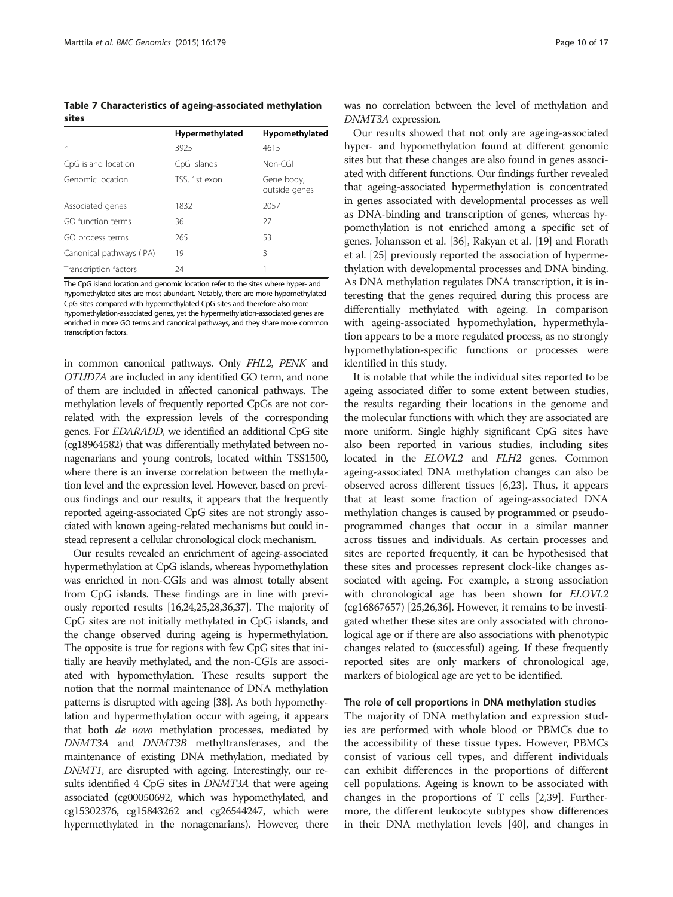**Table 7 Characteristics of ageing-associated methylation sites**

| | Hypermethylated | Hypomethylated |
|---|---|---|
| n | 3925 | 4615 |
| CpG island location | CpG islands | Non-CGI |
| Genomic location | TSS, 1st exon | Gene body, outside genes |
| Associated genes | 1832 | 2057 |
| GO function terms | 36 | 27 |
| GO process terms | 265 | 53 |
| Canonical pathways (IPA) | 19 | 3 |
| Transcription factors | 24 | 1 |

The CpG island location and genomic location refer to the sites where hyper- and hypomethylated sites are most abundant. Notably, there are more hypomethylated CpG sites compared with hypermethylated CpG sites and therefore also more hypomethylation-associated genes, yet the hypermethylation-associated genes are enriched in more GO terms and canonical pathways, and they share more common transcription factors.

in common canonical pathways. Only *FHL2*, *PENK* and *OTUD7A* are included in any identified GO term, and none of them are included in affected canonical pathways. The methylation levels of frequently reported CpGs are not correlated with the expression levels of the corresponding genes. For *EDARADD*, we identified an additional CpG site (cg18964582) that was differentially methylated between nonagenarians and young controls, located within TSS1500, where there is an inverse correlation between the methylation level and the expression level. However, based on previous findings and our results, it appears that the frequently reported ageing-associated CpG sites are not strongly associated with known ageing-related mechanisms but could instead represent a cellular chronological clock mechanism.

Our results revealed an enrichment of ageing-associated hypermethylation at CpG islands, whereas hypomethylation was enriched in non-CGIs and was almost totally absent from CpG islands. These findings are in line with previously reported results [16,24,25,28,36,37]. The majority of CpG sites are not initially methylated in CpG islands, and the change observed during ageing is hypermethylation. The opposite is true for regions with few CpG sites that initially are heavily methylated, and the non-CGIs are associated with hypomethylation. These results support the notion that the normal maintenance of DNA methylation patterns is disrupted with ageing [38]. As both hypomethylation and hypermethylation occur with ageing, it appears that both *de novo* methylation processes, mediated by *DNMT3A* and *DNMT3B* methyltransferases, and the maintenance of existing DNA methylation, mediated by *DNMT1*, are disrupted with ageing. Interestingly, our results identified 4 CpG sites in *DNMT3A* that were ageing associated (cg00050692, which was hypomethylated, and cg15302376, cg15843262 and cg26544247, which were hypermethylated in the nonagenarians). However, there was no correlation between the level of methylation and *DNMT3A* expression.

Our results showed that not only are ageing-associated hyper- and hypomethylation found at different genomic sites but that these changes are also found in genes associated with different functions. Our findings further revealed that ageing-associated hypermethylation is concentrated in genes associated with developmental processes as well as DNA-binding and transcription of genes, whereas hypomethylation is not enriched among a specific set of genes. Johansson et al. [36], Rakyan et al. [19] and Florath et al. [25] previously reported the association of hypermethylation with developmental processes and DNA binding. As DNA methylation regulates DNA transcription, it is interesting that the genes required during this process are differentially methylated with ageing. In comparison with ageing-associated hypomethylation, hypermethylation appears to be a more regulated process, as no strongly hypomethylation-specific functions or processes were identified in this study.

It is notable that while the individual sites reported to be ageing associated differ to some extent between studies, the results regarding their locations in the genome and the molecular functions with which they are associated are more uniform. Single highly significant CpG sites have also been reported in various studies, including sites located in the *ELOVL2* and *FLH2* genes. Common ageing-associated DNA methylation changes can also be observed across different tissues [6,23]. Thus, it appears that at least some fraction of ageing-associated DNA methylation changes is caused by programmed or pseudo-programmed changes that occur in a similar manner across tissues and individuals. As certain processes and sites are reported frequently, it can be hypothesised that these sites and processes represent clock-like changes associated with ageing. For example, a strong association with chronological age has been shown for *ELOVL2* (cg16867657) [25,26,36]. However, it remains to be investigated whether these sites are only associated with chronological age or if there are also associations with phenotypic changes related to (successful) ageing. If these frequently reported sites are only markers of chronological age, markers of biological age are yet to be identified.

### The role of cell proportions in DNA methylation studies

The majority of DNA methylation and expression studies are performed with whole blood or PBMCs due to the accessibility of these tissue types. However, PBMCs consist of various cell types, and different individuals can exhibit differences in the proportions of different cell populations. Ageing is known to be associated with changes in the proportions of T cells [2,39]. Furthermore, the different leukocyte subtypes show differences in their DNA methylation levels [40], and changes in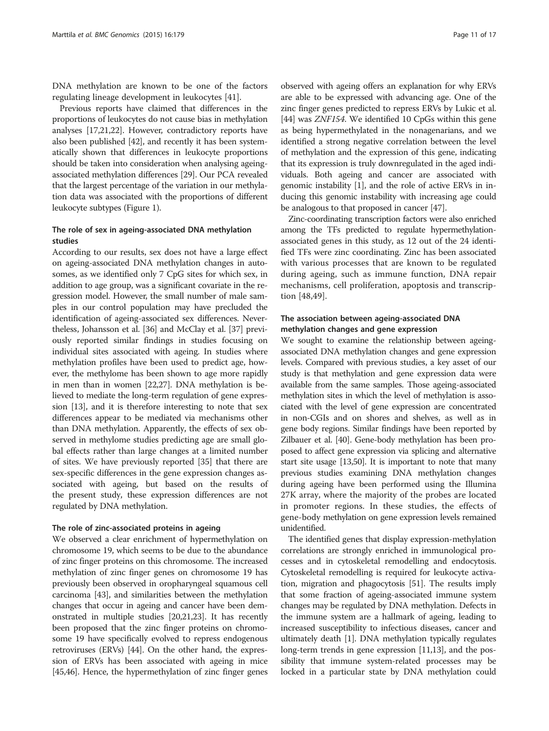DNA methylation are known to be one of the factors regulating lineage development in leukocytes [41].

Previous reports have claimed that differences in the proportions of leukocytes do not cause bias in methylation analyses [17,21,22]. However, contradictory reports have also been published [42], and recently it has been systematically shown that differences in leukocyte proportions should be taken into consideration when analysing ageing-associated methylation differences [29]. Our PCA revealed that the largest percentage of the variation in our methylation data was associated with the proportions of different leukocyte subtypes (Figure 1).

### The role of sex in ageing-associated DNA methylation studies

According to our results, sex does not have a large effect on ageing-associated DNA methylation changes in autosomes, as we identified only 7 CpG sites for which sex, in addition to age group, was a significant covariate in the regression model. However, the small number of male samples in our control population may have precluded the identification of ageing-associated sex differences. Nevertheless, Johansson et al. [36] and McClay et al. [37] previously reported similar findings in studies focusing on individual sites associated with ageing. In studies where methylation profiles have been used to predict age, however, the methylome has been shown to age more rapidly in men than in women [22,27]. DNA methylation is believed to mediate the long-term regulation of gene expression [13], and it is therefore interesting to note that sex differences appear to be mediated via mechanisms other than DNA methylation. Apparently, the effects of sex observed in methylome studies predicting age are small global effects rather than large changes at a limited number of sites. We have previously reported [35] that there are sex-specific differences in the gene expression changes associated with ageing, but based on the results of the present study, these expression differences are not regulated by DNA methylation.

#### The role of zinc-associated proteins in ageing

We observed a clear enrichment of hypermethylation on chromosome 19, which seems to be due to the abundance of zinc finger proteins on this chromosome. The increased methylation of zinc finger genes on chromosome 19 has previously been observed in oropharyngeal squamous cell carcinoma [43], and similarities between the methylation changes that occur in ageing and cancer have been demonstrated in multiple studies [20,21,23]. It has recently been proposed that the zinc finger proteins on chromosome 19 have specifically evolved to repress endogenous retroviruses (ERVs) [44]. On the other hand, the expression of ERVs has been associated with ageing in mice [45,46]. Hence, the hypermethylation of zinc finger genes observed with ageing offers an explanation for why ERVs are able to be expressed with advancing age. One of the zinc finger genes predicted to repress ERVs by Lukic et al. [44] was *ZNF154*. We identified 10 CpGs within this gene as being hypermethylated in the nonagenarians, and we identified a strong negative correlation between the level of methylation and the expression of this gene, indicating that its expression is truly downregulated in the aged individuals. Both ageing and cancer are associated with genomic instability [1], and the role of active ERVs in inducing this genomic instability with increasing age could be analogous to that proposed in cancer [47].

Zinc-coordinating transcription factors were also enriched among the TFs predicted to regulate hypermethylation-associated genes in this study, as 12 out of the 24 identified TFs were zinc coordinating. Zinc has been associated with various processes that are known to be regulated during ageing, such as immune function, DNA repair mechanisms, cell proliferation, apoptosis and transcription [48,49].

### The association between ageing-associated DNA methylation changes and gene expression

We sought to examine the relationship between ageing-associated DNA methylation changes and gene expression levels. Compared with previous studies, a key asset of our study is that methylation and gene expression data were available from the same samples. Those ageing-associated methylation sites in which the level of methylation is associated with the level of gene expression are concentrated in non-CGIs and on shores and shelves, as well as in gene body regions. Similar findings have been reported by Zilbauer et al. [40]. Gene-body methylation has been proposed to affect gene expression via splicing and alternative start site usage [13,50]. It is important to note that many previous studies examining DNA methylation changes during ageing have been performed using the Illumina 27K array, where the majority of the probes are located in promoter regions. In these studies, the effects of gene-body methylation on gene expression levels remained unidentified.

The identified genes that display expression-methylation correlations are strongly enriched in immunological processes and in cytoskeletal remodelling and endocytosis. Cytoskeletal remodelling is required for leukocyte activation, migration and phagocytosis [51]. The results imply that some fraction of ageing-associated immune system changes may be regulated by DNA methylation. Defects in the immune system are a hallmark of ageing, leading to increased susceptibility to infectious diseases, cancer and ultimately death [1]. DNA methylation typically regulates long-term trends in gene expression [11,13], and the possibility that immune system-related processes may be locked in a particular state by DNA methylation could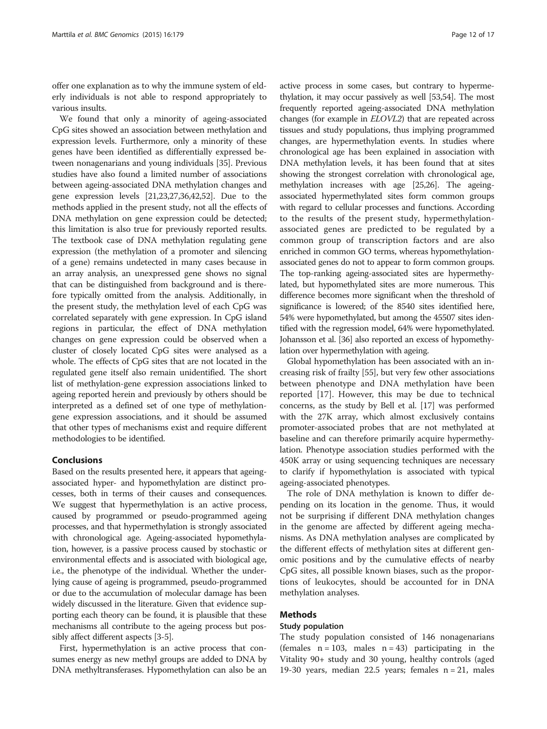offer one explanation as to why the immune system of elderly individuals is not able to respond appropriately to various insults.

We found that only a minority of ageing-associated CpG sites showed an association between methylation and expression levels. Furthermore, only a minority of these genes have been identified as differentially expressed between nonagenarians and young individuals [35]. Previous studies have also found a limited number of associations between ageing-associated DNA methylation changes and gene expression levels [21,23,27,36,42,52]. Due to the methods applied in the present study, not all the effects of DNA methylation on gene expression could be detected; this limitation is also true for previously reported results. The textbook case of DNA methylation regulating gene expression (the methylation of a promoter and silencing of a gene) remains undetected in many cases because in an array analysis, an unexpressed gene shows no signal that can be distinguished from background and is therefore typically omitted from the analysis. Additionally, in the present study, the methylation level of each CpG was correlated separately with gene expression. In CpG island regions in particular, the effect of DNA methylation changes on gene expression could be observed when a cluster of closely located CpG sites were analysed as a whole. The effects of CpG sites that are not located in the regulated gene itself also remain unidentified. The short list of methylation-gene expression associations linked to ageing reported herein and previously by others should be interpreted as a defined set of one type of methylation-gene expression associations, and it should be assumed that other types of mechanisms exist and require different methodologies to be identified.

## Conclusions

Based on the results presented here, it appears that ageing-associated hyper- and hypomethylation are distinct processes, both in terms of their causes and consequences. We suggest that hypermethylation is an active process, caused by programmed or pseudo-programmed ageing processes, and that hypermethylation is strongly associated with chronological age. Ageing-associated hypomethylation, however, is a passive process caused by stochastic or environmental effects and is associated with biological age, i.e., the phenotype of the individual. Whether the underlying cause of ageing is programmed, pseudo-programmed or due to the accumulation of molecular damage has been widely discussed in the literature. Given that evidence supporting each theory can be found, it is plausible that these mechanisms all contribute to the ageing process but possibly affect different aspects [3-5].

First, hypermethylation is an active process that consumes energy as new methyl groups are added to DNA by DNA methyltransferases. Hypomethylation can also be an active process in some cases, but contrary to hypermethylation, it may occur passively as well [53,54]. The most frequently reported ageing-associated DNA methylation changes (for example in *ELOVL2*) that are repeated across tissues and study populations, thus implying programmed changes, are hypermethylation events. In studies where chronological age has been explained in association with DNA methylation levels, it has been found that at sites showing the strongest correlation with chronological age, methylation increases with age [25,26]. The ageing-associated hypermethylated sites form common groups with regard to cellular processes and functions. According to the results of the present study, hypermethylation-associated genes are predicted to be regulated by a common group of transcription factors and are also enriched in common GO terms, whereas hypomethylation-associated genes do not to appear to form common groups. The top-ranking ageing-associated sites are hypermethylated, but hypomethylated sites are more numerous. This difference becomes more significant when the threshold of significance is lowered; of the 8540 sites identified here, 54% were hypomethylated, but among the 45507 sites identified with the regression model, 64% were hypomethylated. Johansson et al. [36] also reported an excess of hypomethylation over hypermethylation with ageing.

Global hypomethylation has been associated with an increasing risk of frailty [55], but very few other associations between phenotype and DNA methylation have been reported [17]. However, this may be due to technical concerns, as the study by Bell et al. [17] was performed with the 27K array, which almost exclusively contains promoter-associated probes that are not methylated at baseline and can therefore primarily acquire hypermethylation. Phenotype association studies performed with the 450K array or using sequencing techniques are necessary to clarify if hypomethylation is associated with typical ageing-associated phenotypes.

The role of DNA methylation is known to differ depending on its location in the genome. Thus, it would not be surprising if different DNA methylation changes in the genome are affected by different ageing mechanisms. As DNA methylation analyses are complicated by the different effects of methylation sites at different genomic positions and by the cumulative effects of nearby CpG sites, all possible known biases, such as the proportions of leukocytes, should be accounted for in DNA methylation analyses.

## Methods

### Study population

The study population consisted of 146 nonagenarians (females n = 103, males n = 43) participating in the Vitality 90+ study and 30 young, healthy controls (aged 19-30 years, median 22.5 years; females n = 21, males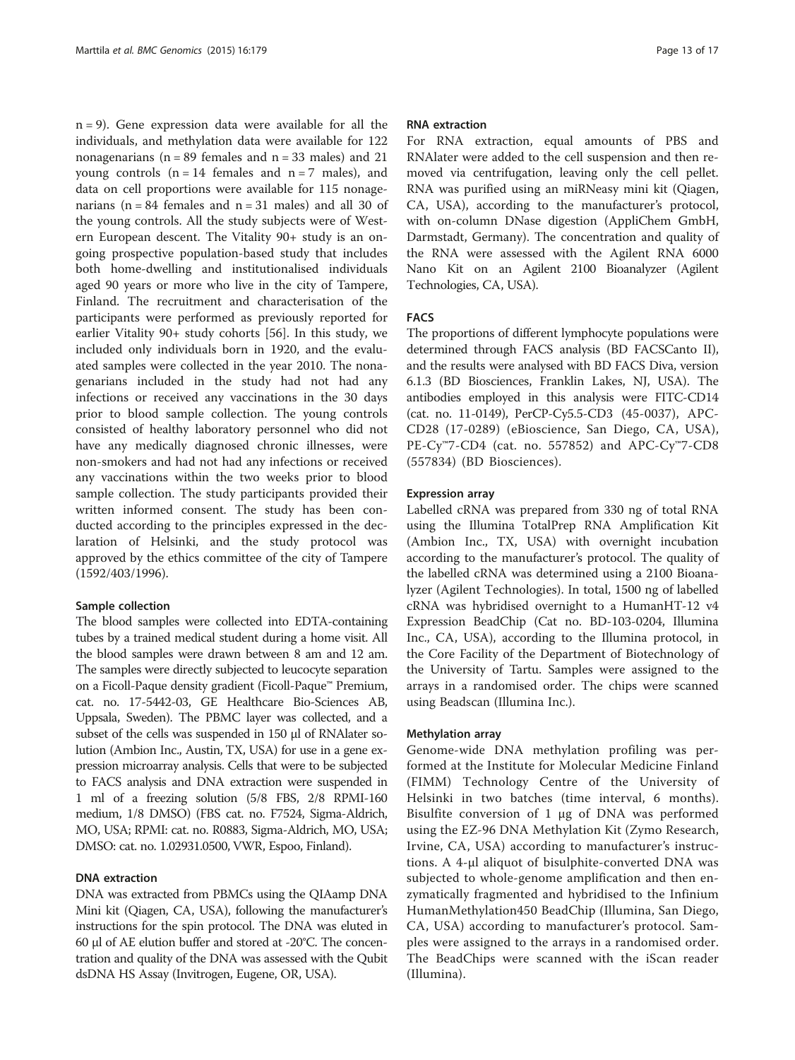n = 9). Gene expression data were available for all the individuals, and methylation data were available for 122 nonagenarians (n = 89 females and n = 33 males) and 21 young controls (n = 14 females and n = 7 males), and data on cell proportions were available for 115 nonagenarians (n = 84 females and n = 31 males) and all 30 of the young controls. All the study subjects were of Western European descent. The Vitality 90+ study is an ongoing prospective population-based study that includes both home-dwelling and institutionalised individuals aged 90 years or more who live in the city of Tampere, Finland. The recruitment and characterisation of the participants were performed as previously reported for earlier Vitality 90+ study cohorts [56]. In this study, we included only individuals born in 1920, and the evaluated samples were collected in the year 2010. The nonagenarians included in the study had not had any infections or received any vaccinations in the 30 days prior to blood sample collection. The young controls consisted of healthy laboratory personnel who did not have any medically diagnosed chronic illnesses, were non-smokers and had not had any infections or received any vaccinations within the two weeks prior to blood sample collection. The study participants provided their written informed consent. The study has been conducted according to the principles expressed in the declaration of Helsinki, and the study protocol was approved by the ethics committee of the city of Tampere (1592/403/1996).

### Sample collection

The blood samples were collected into EDTA-containing tubes by a trained medical student during a home visit. All the blood samples were drawn between 8 am and 12 am. The samples were directly subjected to leucocyte separation on a Ficoll-Paque density gradient (Ficoll-Paque™ Premium, cat. no. 17-5442-03, GE Healthcare Bio-Sciences AB, Uppsala, Sweden). The PBMC layer was collected, and a subset of the cells was suspended in 150 μl of RNAlater solution (Ambion Inc., Austin, TX, USA) for use in a gene expression microarray analysis. Cells that were to be subjected to FACS analysis and DNA extraction were suspended in 1 ml of a freezing solution (5/8 FBS, 2/8 RPMI-160 medium, 1/8 DMSO) (FBS cat. no. F7524, Sigma-Aldrich, MO, USA; RPMI: cat. no. R0883, Sigma-Aldrich, MO, USA; DMSO: cat. no. 1.02931.0500, VWR, Espoo, Finland).

### DNA extraction

DNA was extracted from PBMCs using the QIAamp DNA Mini kit (Qiagen, CA, USA), following the manufacturer's instructions for the spin protocol. The DNA was eluted in 60 μl of AE elution buffer and stored at -20°C. The concentration and quality of the DNA was assessed with the Qubit dsDNA HS Assay (Invitrogen, Eugene, OR, USA).

### RNA extraction

For RNA extraction, equal amounts of PBS and RNAlater were added to the cell suspension and then removed via centrifugation, leaving only the cell pellet. RNA was purified using an miRNeasy mini kit (Qiagen, CA, USA), according to the manufacturer's protocol, with on-column DNase digestion (AppliChem GmbH, Darmstadt, Germany). The concentration and quality of the RNA were assessed with the Agilent RNA 6000 Nano Kit on an Agilent 2100 Bioanalyzer (Agilent Technologies, CA, USA).

### FACS

The proportions of different lymphocyte populations were determined through FACS analysis (BD FACSCanto II), and the results were analysed with BD FACS Diva, version 6.1.3 (BD Biosciences, Franklin Lakes, NJ, USA). The antibodies employed in this analysis were FITC-CD14 (cat. no. 11-0149), PerCP-Cy5.5-CD3 (45-0037), APC-CD28 (17-0289) (eBioscience, San Diego, CA, USA), PE-Cy™7-CD4 (cat. no. 557852) and APC-Cy™7-CD8 (557834) (BD Biosciences).

### Expression array

Labelled cRNA was prepared from 330 ng of total RNA using the Illumina TotalPrep RNA Amplification Kit (Ambion Inc., TX, USA) with overnight incubation according to the manufacturer's protocol. The quality of the labelled cRNA was determined using a 2100 Bioanalyzer (Agilent Technologies). In total, 1500 ng of labelled cRNA was hybridised overnight to a HumanHT-12 v4 Expression BeadChip (Cat no. BD-103-0204, Illumina Inc., CA, USA), according to the Illumina protocol, in the Core Facility of the Department of Biotechnology of the University of Tartu. Samples were assigned to the arrays in a randomised order. The chips were scanned using Beadscan (Illumina Inc.).

### Methylation array

Genome-wide DNA methylation profiling was performed at the Institute for Molecular Medicine Finland (FIMM) Technology Centre of the University of Helsinki in two batches (time interval, 6 months). Bisulfite conversion of 1 μg of DNA was performed using the EZ-96 DNA Methylation Kit (Zymo Research, Irvine, CA, USA) according to manufacturer's instructions. A 4-μl aliquot of bisulphite-converted DNA was subjected to whole-genome amplification and then enzymatically fragmented and hybridised to the Infinium HumanMethylation450 BeadChip (Illumina, San Diego, CA, USA) according to manufacturer's protocol. Samples were assigned to the arrays in a randomised order. The BeadChips were scanned with the iScan reader (Illumina).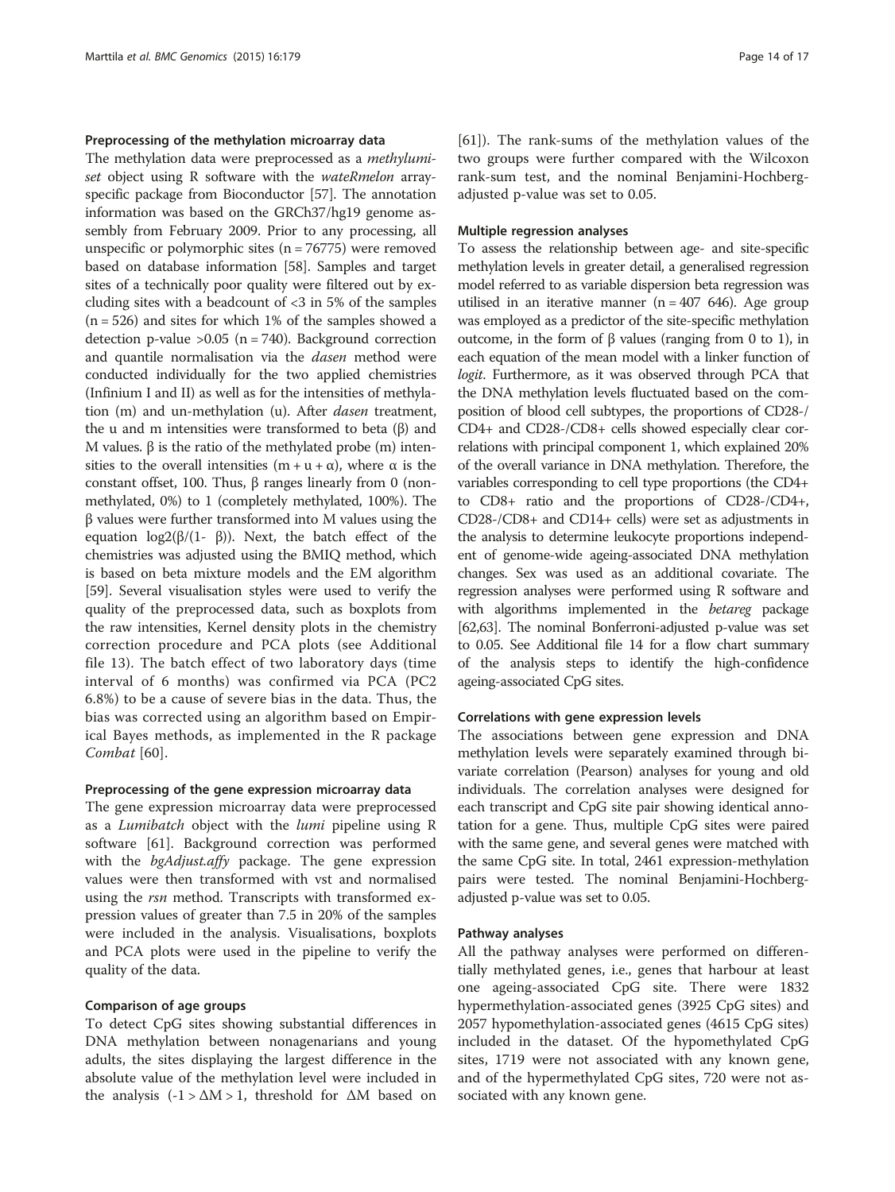#### Preprocessing of the methylation microarray data

The methylation data were preprocessed as a *methylumi-set* object using R software with the *wateRmelon* array-specific package from Bioconductor [57]. The annotation information was based on the GRCh37/hg19 genome assembly from February 2009. Prior to any processing, all unspecific or polymorphic sites ($n = 76775$) were removed based on database information [58]. Samples and target sites of a technically poor quality were filtered out by excluding sites with a beadcount of <3 in 5% of the samples ($n = 526$) and sites for which 1% of the samples showed a detection p-value >0.05 ($n = 740$). Background correction and quantile normalisation via the *dasen* method were conducted individually for the two applied chemistries (Infinium I and II) as well as for the intensities of methylation (m) and un-methylation (u). After *dasen* treatment, the u and m intensities were transformed to beta (β) and M values. β is the ratio of the methylated probe (m) intensities to the overall intensities ($m + u + \alpha$), where α is the constant offset, 100. Thus, β ranges linearly from 0 (non-methylated, 0%) to 1 (completely methylated, 100%). The β values were further transformed into M values using the equation $\log_2(\beta/(1-\beta))$. Next, the batch effect of the chemistries was adjusted using the BMIQ method, which is based on beta mixture models and the EM algorithm [59]. Several visualisation styles were used to verify the quality of the preprocessed data, such as boxplots from the raw intensities, Kernel density plots in the chemistry correction procedure and PCA plots (see Additional file 13). The batch effect of two laboratory days (time interval of 6 months) was confirmed via PCA (PC2 6.8%) to be a cause of severe bias in the data. Thus, the bias was corrected using an algorithm based on Empirical Bayes methods, as implemented in the R package *Combat* [60].

#### Preprocessing of the gene expression microarray data

The gene expression microarray data were preprocessed as a *Lumibatch* object with the *lumi* pipeline using R software [61]. Background correction was performed with the *bgAdjust.affy* package. The gene expression values were then transformed with vst and normalised using the *rsn* method. Transcripts with transformed expression values of greater than 7.5 in 20% of the samples were included in the analysis. Visualisations, boxplots and PCA plots were used in the pipeline to verify the quality of the data.

#### Comparison of age groups

To detect CpG sites showing substantial differences in DNA methylation between nonagenarians and young adults, the sites displaying the largest difference in the absolute value of the methylation level were included in the analysis ($-1 > \Delta M > 1$, threshold for $\Delta M$ based on [61]). The rank-sums of the methylation values of the two groups were further compared with the Wilcoxon rank-sum test, and the nominal Benjamini-Hochberg-adjusted p-value was set to 0.05.

#### Multiple regression analyses

To assess the relationship between age- and site-specific methylation levels in greater detail, a generalised regression model referred to as variable dispersion beta regression was utilised in an iterative manner ($n = 407\ 646$). Age group was employed as a predictor of the site-specific methylation outcome, in the form of β values (ranging from 0 to 1), in each equation of the mean model with a linker function of *logit*. Furthermore, as it was observed through PCA that the DNA methylation levels fluctuated based on the composition of blood cell subtypes, the proportions of CD28-/CD4+ and CD28-/CD8+ cells showed especially clear correlations with principal component 1, which explained 20% of the overall variance in DNA methylation. Therefore, the variables corresponding to cell type proportions (the CD4+ to CD8+ ratio and the proportions of CD28-/CD4+, CD28-/CD8+ and CD14+ cells) were set as adjustments in the analysis to determine leukocyte proportions independent of genome-wide ageing-associated DNA methylation changes. Sex was used as an additional covariate. The regression analyses were performed using R software and with algorithms implemented in the *betareg* package [62,63]. The nominal Bonferroni-adjusted p-value was set to 0.05. See Additional file 14 for a flow chart summary of the analysis steps to identify the high-confidence ageing-associated CpG sites.

#### Correlations with gene expression levels

The associations between gene expression and DNA methylation levels were separately examined through bivariate correlation (Pearson) analyses for young and old individuals. The correlation analyses were designed for each transcript and CpG site pair showing identical annotation for a gene. Thus, multiple CpG sites were paired with the same gene, and several genes were matched with the same CpG site. In total, 2461 expression-methylation pairs were tested. The nominal Benjamini-Hochberg-adjusted p-value was set to 0.05.

#### Pathway analyses

All the pathway analyses were performed on differentially methylated genes, i.e., genes that harbour at least one ageing-associated CpG site. There were 1832 hypermethylation-associated genes (3925 CpG sites) and 2057 hypomethylation-associated genes (4615 CpG sites) included in the dataset. Of the hypomethylated CpG sites, 1719 were not associated with any known gene, and of the hypermethylated CpG sites, 720 were not associated with any known gene.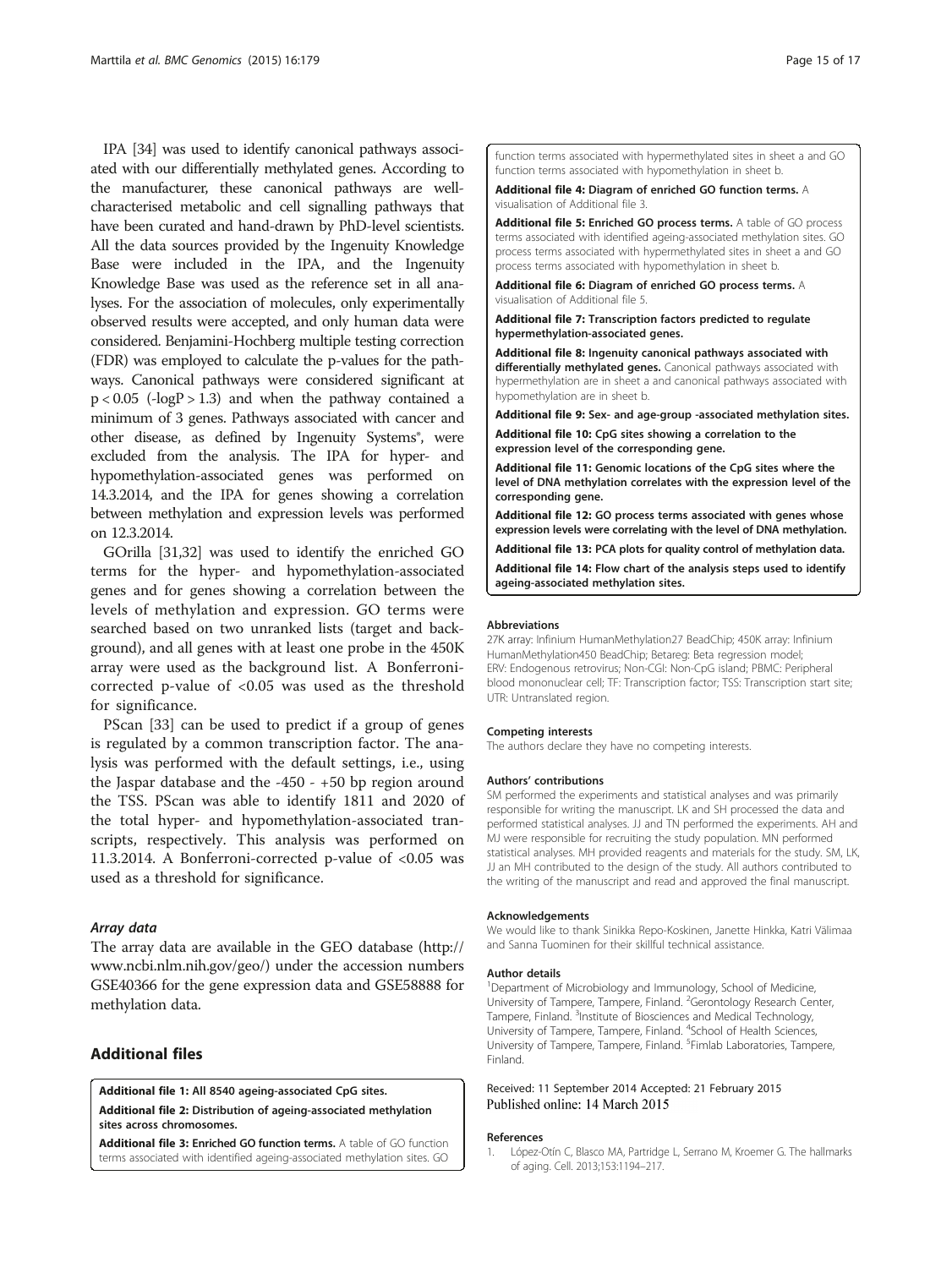IPA [34] was used to identify canonical pathways associated with our differentially methylated genes. According to the manufacturer, these canonical pathways are well-characterised metabolic and cell signalling pathways that have been curated and hand-drawn by PhD-level scientists. All the data sources provided by the Ingenuity Knowledge Base were included in the IPA, and the Ingenuity Knowledge Base was used as the reference set in all analyses. For the association of molecules, only experimentally observed results were accepted, and only human data were considered. Benjamini-Hochberg multiple testing correction (FDR) was employed to calculate the p-values for the pathways. Canonical pathways were considered significant at $p < 0.05$ ($-\log P > 1.3$) and when the pathway contained a minimum of 3 genes. Pathways associated with cancer and other disease, as defined by Ingenuity Systems®, were excluded from the analysis. The IPA for hyper- and hypomethylation-associated genes was performed on 14.3.2014, and the IPA for genes showing a correlation between methylation and expression levels was performed on 12.3.2014.

GOrilla [31,32] was used to identify the enriched GO terms for the hyper- and hypomethylation-associated genes and for genes showing a correlation between the levels of methylation and expression. GO terms were searched based on two unranked lists (target and background), and all genes with at least one probe in the 450K array were used as the background list. A Bonferroni-corrected p-value of <0.05 was used as the threshold for significance.

PScan [33] can be used to predict if a group of genes is regulated by a common transcription factor. The analysis was performed with the default settings, i.e., using the Jaspar database and the -450 - +50 bp region around the TSS. PScan was able to identify 1811 and 2020 of the total hyper- and hypomethylation-associated transcripts, respectively. This analysis was performed on 11.3.2014. A Bonferroni-corrected p-value of <0.05 was used as a threshold for significance.

### Array data

The array data are available in the GEO database (http://www.ncbi.nlm.nih.gov/geo/) under the accession numbers GSE40366 for the gene expression data and GSE58888 for methylation data.

## Additional files

**Additional file 1: All 8540 ageing-associated CpG sites.**

**Additional file 2: Distribution of ageing-associated methylation sites across chromosomes.**

**Additional file 3: Enriched GO function terms.** A table of GO function terms associated with identified ageing-associated methylation sites. GO function terms associated with hypermethylated sites in sheet a and GO function terms associated with hypomethylation in sheet b.

**Additional file 4: Diagram of enriched GO function terms.** A visualisation of Additional file 3.

**Additional file 5: Enriched GO process terms.** A table of GO process terms associated with identified ageing-associated methylation sites. GO process terms associated with hypermethylated sites in sheet a and GO process terms associated with hypomethylation in sheet b.

**Additional file 6: Diagram of enriched GO process terms.** A visualisation of Additional file 5.

**Additional file 7: Transcription factors predicted to regulate hypermethylation-associated genes.**

**Additional file 8: Ingenuity canonical pathways associated with differentially methylated genes.** Canonical pathways associated with hypermethylation are in sheet a and canonical pathways associated with hypomethylation are in sheet b.

**Additional file 9: Sex- and age-group -associated methylation sites.**

**Additional file 10: CpG sites showing a correlation to the expression level of the corresponding gene.**

**Additional file 11: Genomic locations of the CpG sites where the level of DNA methylation correlates with the expression level of the corresponding gene.**

**Additional file 12: GO process terms associated with genes whose expression levels were correlating with the level of DNA methylation.**

**Additional file 13: PCA plots for quality control of methylation data.**

**Additional file 14: Flow chart of the analysis steps used to identify ageing-associated methylation sites.**

#### Abbreviations

27K array: Infinium HumanMethylation27 BeadChip; 450K array: Infinium HumanMethylation450 BeadChip; Betareg: Beta regression model; ERV: Endogenous retrovirus; Non-CGI: Non-CpG island; PBMC: Peripheral blood mononuclear cell; TF: Transcription factor; TSS: Transcription start site; UTR: Untranslated region.

#### Competing interests

The authors declare they have no competing interests.

#### Authors' contributions

SM performed the experiments and statistical analyses and was primarily responsible for writing the manuscript. LK and SH processed the data and performed statistical analyses. JJ and TN performed the experiments. AH and MJ were responsible for recruiting the study population. MN performed statistical analyses. MH provided reagents and materials for the study. SM, LK, JJ an MH contributed to the design of the study. All authors contributed to the writing of the manuscript and read and approved the final manuscript.

#### Acknowledgements

We would like to thank Sinikka Repo-Koskinen, Janette Hinkka, Katri Välimaa and Sanna Tuominen for their skillful technical assistance.

#### Author details

[1]Department of Microbiology and Immunology, School of Medicine, University of Tampere, Tampere, Finland. [2]Gerontology Research Center, Tampere, Finland. [3]Institute of Biosciences and Medical Technology, University of Tampere, Tampere, Finland. [4]School of Health Sciences, University of Tampere, Tampere, Finland. [5]Fimlab Laboratories, Tampere, Finland.

Received: 11 September 2014 Accepted: 21 February 2015
Published online: 14 March 2015

#### References

1. López-Otín C, Blasco MA, Partridge L, Serrano M, Kroemer G. The hallmarks of aging. Cell. 2013;153:1194–217.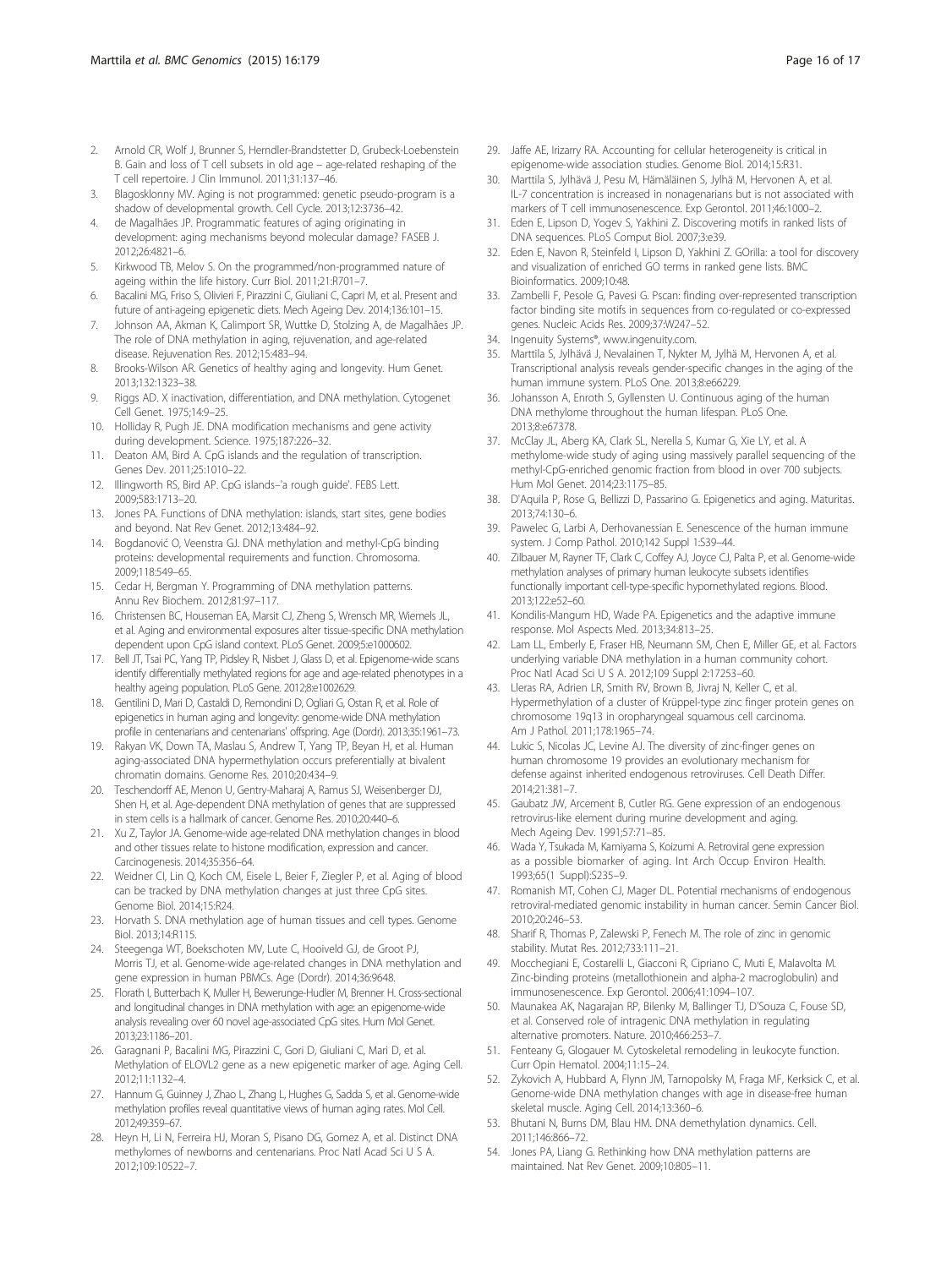2. Arnold CR, Wolf J, Brunner S, Herndler-Brandstetter D, Grubeck-Loebenstein B. Gain and loss of T cell subsets in old age – age-related reshaping of the T cell repertoire. J Clin Immunol. 2011;31:137–46.
3. Blagosklonny MV. Aging is not programmed: genetic pseudo-program is a shadow of developmental growth. Cell Cycle. 2013;12:3736–42.
4. de Magalhães JP. Programmatic features of aging originating in development: aging mechanisms beyond molecular damage? FASEB J. 2012;26:4821–6.
5. Kirkwood TB, Melov S. On the programmed/non-programmed nature of ageing within the life history. Curr Biol. 2011;21:R701–7.
6. Bacalini MG, Friso S, Olivieri F, Pirazzini C, Giuliani C, Capri M, et al. Present and future of anti-ageing epigenetic diets. Mech Ageing Dev. 2014;136:101–15.
7. Johnson AA, Akman K, Calimport SR, Wuttke D, Stolzing A, de Magalhães JP. The role of DNA methylation in aging, rejuvenation, and age-related disease. Rejuvenation Res. 2012;15:483–94.
8. Brooks-Wilson AR. Genetics of healthy aging and longevity. Hum Genet. 2013;132:1323–38.
9. Riggs AD. X inactivation, differentiation, and DNA methylation. Cytogenet Cell Genet. 1975;14:9–25.
10. Holliday R, Pugh JE. DNA modification mechanisms and gene activity during development. Science. 1975;187:226–32.
11. Deaton AM, Bird A. CpG islands and the regulation of transcription. Genes Dev. 2011;25:1010–22.
12. Illingworth RS, Bird AP. CpG islands–'a rough guide'. FEBS Lett. 2009;583:1713–20.
13. Jones PA. Functions of DNA methylation: islands, start sites, gene bodies and beyond. Nat Rev Genet. 2012;13:484–92.
14. Bogdanović O, Veenstra GJ. DNA methylation and methyl-CpG binding proteins: developmental requirements and function. Chromosoma. 2009;118:549–65.
15. Cedar H, Bergman Y. Programming of DNA methylation patterns. Annu Rev Biochem. 2012;81:97–117.
16. Christensen BC, Houseman EA, Marsit CJ, Zheng S, Wrensch MR, Wiemels JL, et al. Aging and environmental exposures alter tissue-specific DNA methylation dependent upon CpG island context. PLoS Genet. 2009;5:e1000602.
17. Bell JT, Tsai PC, Yang TP, Pidsley R, Nisbet J, Glass D, et al. Epigenome-wide scans identify differentially methylated regions for age and age-related phenotypes in a healthy ageing population. PLoS Gene. 2012;8:e1002629.
18. Gentilini D, Mari D, Castaldi D, Remondini D, Ogliari G, Ostan R, et al. Role of epigenetics in human aging and longevity: genome-wide DNA methylation profile in centenarians and centenarians' offspring. Age (Dordr). 2013;35:1961–73.
19. Rakyan VK, Down TA, Maslau S, Andrew T, Yang TP, Beyan H, et al. Human aging-associated DNA hypermethylation occurs preferentially at bivalent chromatin domains. Genome Res. 2010;20:434–9.
20. Teschendorff AE, Menon U, Gentry-Maharaj A, Ramus SJ, Weisenberger DJ, Shen H, et al. Age-dependent DNA methylation of genes that are suppressed in stem cells is a hallmark of cancer. Genome Res. 2010;20:440–6.
21. Xu Z, Taylor JA. Genome-wide age-related DNA methylation changes in blood and other tissues relate to histone modification, expression and cancer. Carcinogenesis. 2014;35:356–64.
22. Weidner CI, Lin Q, Koch CM, Eisele L, Beier F, Ziegler P, et al. Aging of blood can be tracked by DNA methylation changes at just three CpG sites. Genome Biol. 2014;15:R24.
23. Horvath S. DNA methylation age of human tissues and cell types. Genome Biol. 2013;14:R115.
24. Steegenga WT, Boekschoten MV, Lute C, Hooiveld GJ, de Groot PJ, Morris TJ, et al. Genome-wide age-related changes in DNA methylation and gene expression in human PBMCs. Age (Dordr). 2014;36:9648.
25. Florath I, Butterbach K, Muller H, Bewerunge-Hudler M, Brenner H. Cross-sectional and longitudinal changes in DNA methylation with age: an epigenome-wide analysis revealing over 60 novel age-associated CpG sites. Hum Mol Genet. 2013;23:1186–201.
26. Garagnani P, Bacalini MG, Pirazzini C, Gori D, Giuliani C, Mari D, et al. Methylation of ELOVL2 gene as a new epigenetic marker of age. Aging Cell. 2012;11:1132–4.
27. Hannum G, Guinney J, Zhao L, Zhang L, Hughes G, Sadda S, et al. Genome-wide methylation profiles reveal quantitative views of human aging rates. Mol Cell. 2012;49:359–67.
28. Heyn H, Li N, Ferreira HJ, Moran S, Pisano DG, Gomez A, et al. Distinct DNA methylomes of newborns and centenarians. Proc Natl Acad Sci U S A. 2012;109:10522–7.
29. Jaffe AE, Irizarry RA. Accounting for cellular heterogeneity is critical in epigenome-wide association studies. Genome Biol. 2014;15:R31.
30. Marttila S, Jylhävä J, Pesu M, Hämäläinen S, Jylhä M, Hervonen A, et al. IL-7 concentration is increased in nonagenarians but is not associated with markers of T cell immunosenescence. Exp Gerontol. 2011;46:1000–2.
31. Eden E, Lipson D, Yogev S, Yakhini Z. Discovering motifs in ranked lists of DNA sequences. PLoS Comput Biol. 2007;3:e39.
32. Eden E, Navon R, Steinfeld I, Lipson D, Yakhini Z. GOrilla: a tool for discovery and visualization of enriched GO terms in ranked gene lists. BMC Bioinformatics. 2009;10:48.
33. Zambelli F, Pesole G, Pavesi G. Pscan: finding over-represented transcription factor binding site motifs in sequences from co-regulated or co-expressed genes. Nucleic Acids Res. 2009;37:W247–52.
34. Ingenuity Systems®, www.ingenuity.com.
35. Marttila S, Jylhävä J, Nevalainen T, Nykter M, Jylhä M, Hervonen A, et al. Transcriptional analysis reveals gender-specific changes in the aging of the human immune system. PLoS One. 2013;8:e66229.
36. Johansson A, Enroth S, Gyllensten U. Continuous aging of the human DNA methylome throughout the human lifespan. PLoS One. 2013;8:e67378.
37. McClay JL, Aberg KA, Clark SL, Nerella S, Kumar G, Xie LY, et al. A methylome-wide study of aging using massively parallel sequencing of the methyl-CpG-enriched genomic fraction from blood in over 700 subjects. Hum Mol Genet. 2014;23:1175–85.
38. D'Aquila P, Rose G, Bellizzi D, Passarino G. Epigenetics and aging. Maturitas. 2013;74:130–6.
39. Pawelec G, Larbi A, Derhovanessian E. Senescence of the human immune system. J Comp Pathol. 2010;142 Suppl 1:S39–44.
40. Zilbauer M, Rayner TF, Clark C, Coffey AJ, Joyce CJ, Palta P, et al. Genome-wide methylation analyses of primary human leukocyte subsets identifies functionally important cell-type-specific hypomethylated regions. Blood. 2013;122:e52–60.
41. Kondilis-Mangum HD, Wade PA. Epigenetics and the adaptive immune response. Mol Aspects Med. 2013;34:813–25.
42. Lam LL, Emberly E, Fraser HB, Neumann SM, Chen E, Miller GE, et al. Factors underlying variable DNA methylation in a human community cohort. Proc Natl Acad Sci U S A. 2012;109 Suppl 2:17253–60.
43. Lleras RA, Adrien LR, Smith RV, Brown B, Jivraj N, Keller C, et al. Hypermethylation of a cluster of Krüppel-type zinc finger protein genes on chromosome 19q13 in oropharyngeal squamous cell carcinoma. Am J Pathol. 2011;178:1965–74.
44. Lukic S, Nicolas JC, Levine AJ. The diversity of zinc-finger genes on human chromosome 19 provides an evolutionary mechanism for defense against inherited endogenous retroviruses. Cell Death Differ. 2014;21:381–7.
45. Gaubatz JW, Arcement B, Cutler RG. Gene expression of an endogenous retrovirus-like element during murine development and aging. Mech Ageing Dev. 1991;57:71–85.
46. Wada Y, Tsukada M, Kamiyama S, Koizumi A. Retroviral gene expression as a possible biomarker of aging. Int Arch Occup Environ Health. 1993;65(1 Suppl):S235–9.
47. Romanish MT, Cohen CJ, Mager DL. Potential mechanisms of endogenous retroviral-mediated genomic instability in human cancer. Semin Cancer Biol. 2010;20:246–53.
48. Sharif R, Thomas P, Zalewski P, Fenech M. The role of zinc in genomic stability. Mutat Res. 2012;733:111–21.
49. Mocchegiani E, Costarelli L, Giacconi R, Cipriano C, Muti E, Malavolta M. Zinc-binding proteins (metallothionein and alpha-2 macroglobulin) and immunosenescence. Exp Gerontol. 2006;41:1094–107.
50. Maunakea AK, Nagarajan RP, Bilenky M, Ballinger TJ, D'Souza C, Fouse SD, et al. Conserved role of intragenic DNA methylation in regulating alternative promoters. Nature. 2010;466:253–7.
51. Fenteany G, Glogauer M. Cytoskeletal remodeling in leukocyte function. Curr Opin Hematol. 2004;11:15–24.
52. Zykovich A, Hubbard A, Flynn JM, Tarnopolsky M, Fraga MF, Kerksick C, et al. Genome-wide DNA methylation changes with age in disease-free human skeletal muscle. Aging Cell. 2014;13:360–6.
53. Bhutani N, Burns DM, Blau HM. DNA demethylation dynamics. Cell. 2011;146:866–72.
54. Jones PA, Liang G. Rethinking how DNA methylation patterns are maintained. Nat Rev Genet. 2009;10:805–11.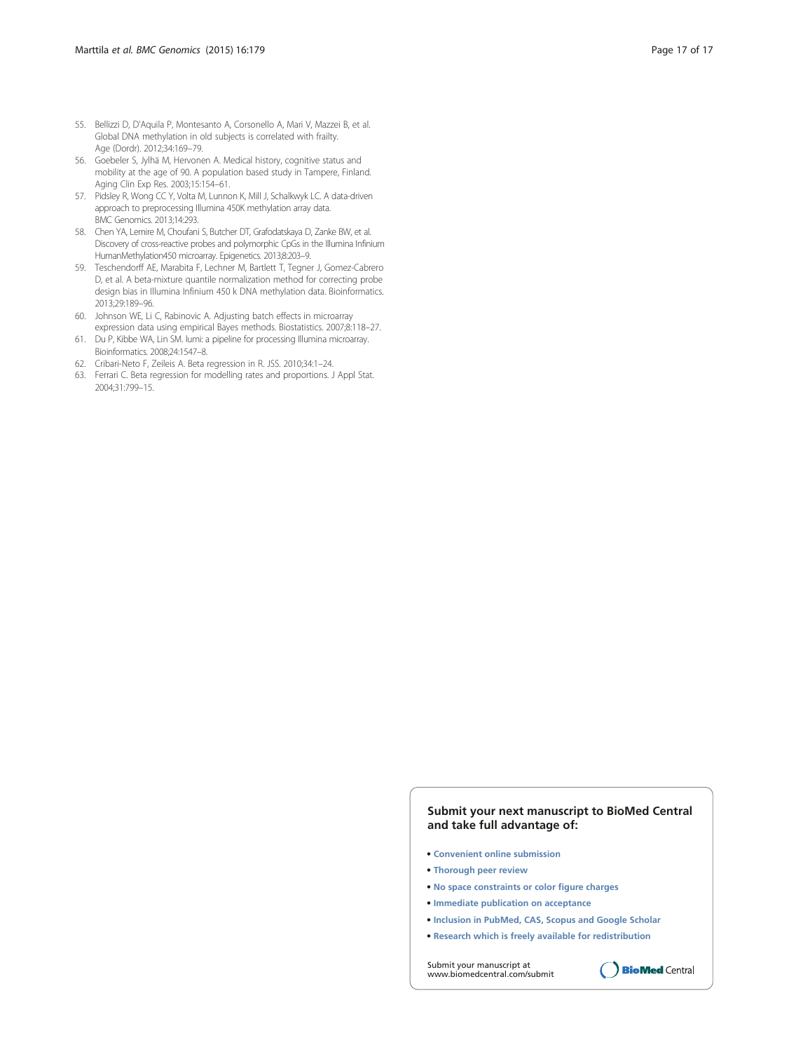55. Bellizzi D, D'Aquila P, Montesanto A, Corsonello A, Mari V, Mazzei B, et al. Global DNA methylation in old subjects is correlated with frailty. Age (Dordr). 2012;34:169–79.
56. Goebeler S, Jylhä M, Hervonen A. Medical history, cognitive status and mobility at the age of 90. A population based study in Tampere, Finland. Aging Clin Exp Res. 2003;15:154–61.
57. Pidsley R, Wong CC Y, Volta M, Lunnon K, Mill J, Schalkwyk LC. A data-driven approach to preprocessing Illumina 450K methylation array data. BMC Genomics. 2013;14:293.
58. Chen YA, Lemire M, Choufani S, Butcher DT, Grafodatskaya D, Zanke BW, et al. Discovery of cross-reactive probes and polymorphic CpGs in the Illumina Infinium HumanMethylation450 microarray. Epigenetics. 2013;8:203–9.
59. Teschendorff AE, Marabita F, Lechner M, Bartlett T, Tegner J, Gomez-Cabrero D, et al. A beta-mixture quantile normalization method for correcting probe design bias in Illumina Infinium 450 k DNA methylation data. Bioinformatics. 2013;29:189–96.
60. Johnson WE, Li C, Rabinovic A. Adjusting batch effects in microarray expression data using empirical Bayes methods. Biostatistics. 2007;8:118–27.
61. Du P, Kibbe WA, Lin SM. lumi: a pipeline for processing Illumina microarray. Bioinformatics. 2008;24:1547–8.
62. Cribari-Neto F, Zeileis A. Beta regression in R. JSS. 2010;34:1–24.
63. Ferrari C. Beta regression for modelling rates and proportions. J Appl Stat. 2004;31:799–15.

**Submit your next manuscript to BioMed Central and take full advantage of:**

- **Convenient online submission**
- **Thorough peer review**
- **No space constraints or color figure charges**
- **Immediate publication on acceptance**
- **Inclusion in PubMed, CAS, Scopus and Google Scholar**
- **Research which is freely available for redistribution**

Submit your manuscript at
www.biomedcentral.com/submit

BioMed Central